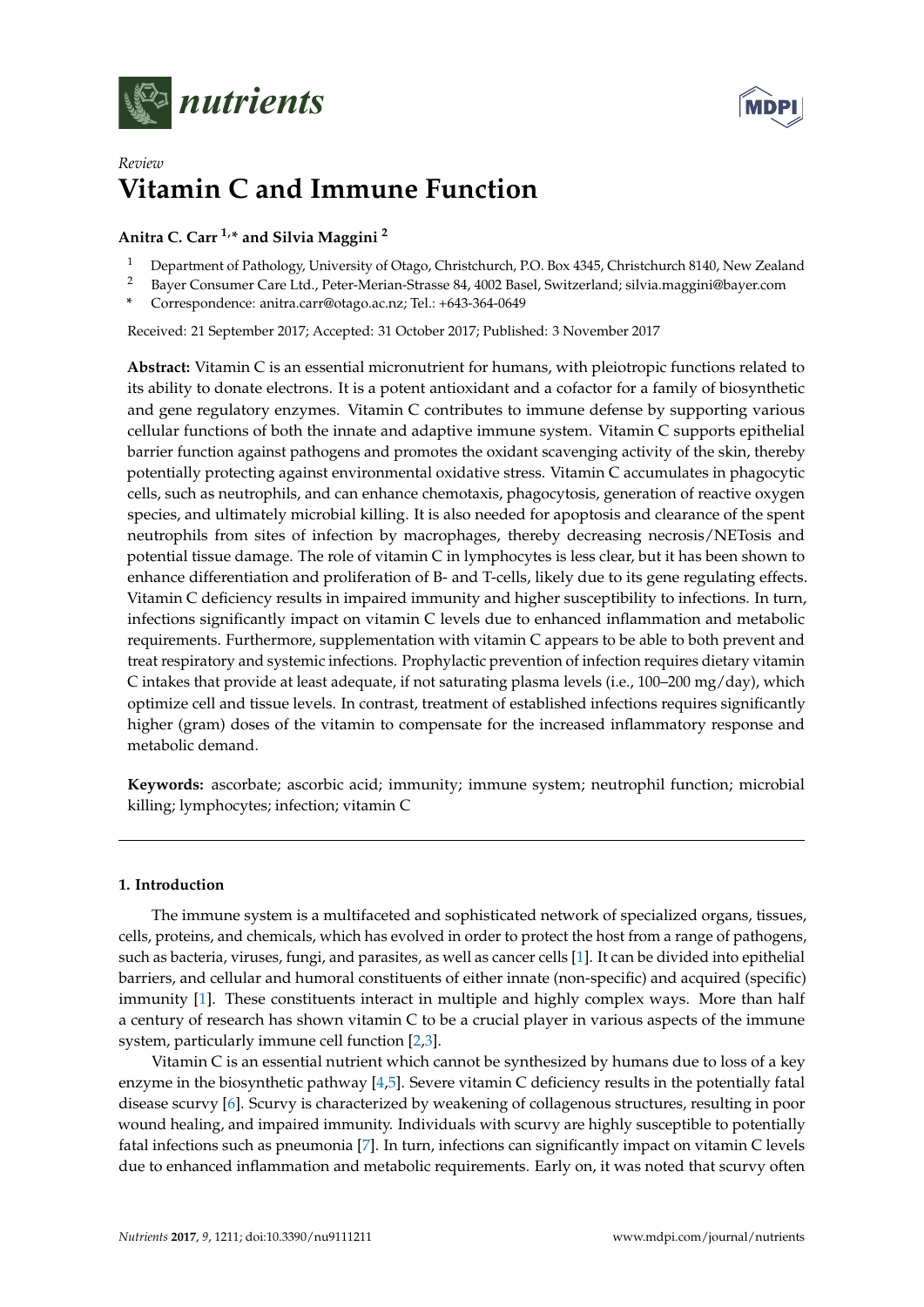*nutrients*

*Review*

# Vitamin C and Immune Function

**Anitra C. Carr [1,]* and Silvia Maggini [2]**

[1] Department of Pathology, University of Otago, Christchurch, P.O. Box 4345, Christchurch 8140, New Zealand
[2] Bayer Consumer Care Ltd., Peter-Merian-Strasse 84, 4002 Basel, Switzerland; silvia.maggini@bayer.com
* Correspondence: anitra.carr@otago.ac.nz; Tel.: +643-364-0649

Received: 21 September 2017; Accepted: 31 October 2017; Published: 3 November 2017

**Abstract:** Vitamin C is an essential micronutrient for humans, with pleiotropic functions related to its ability to donate electrons. It is a potent antioxidant and a cofactor for a family of biosynthetic and gene regulatory enzymes. Vitamin C contributes to immune defense by supporting various cellular functions of both the innate and adaptive immune system. Vitamin C supports epithelial barrier function against pathogens and promotes the oxidant scavenging activity of the skin, thereby potentially protecting against environmental oxidative stress. Vitamin C accumulates in phagocytic cells, such as neutrophils, and can enhance chemotaxis, phagocytosis, generation of reactive oxygen species, and ultimately microbial killing. It is also needed for apoptosis and clearance of the spent neutrophils from sites of infection by macrophages, thereby decreasing necrosis/NETosis and potential tissue damage. The role of vitamin C in lymphocytes is less clear, but it has been shown to enhance differentiation and proliferation of B- and T-cells, likely due to its gene regulating effects. Vitamin C deficiency results in impaired immunity and higher susceptibility to infections. In turn, infections significantly impact on vitamin C levels due to enhanced inflammation and metabolic requirements. Furthermore, supplementation with vitamin C appears to be able to both prevent and treat respiratory and systemic infections. Prophylactic prevention of infection requires dietary vitamin C intakes that provide at least adequate, if not saturating plasma levels (i.e., 100–200 mg/day), which optimize cell and tissue levels. In contrast, treatment of established infections requires significantly higher (gram) doses of the vitamin to compensate for the increased inflammatory response and metabolic demand.

**Keywords:** ascorbate; ascorbic acid; immunity; immune system; neutrophil function; microbial killing; lymphocytes; infection; vitamin C

## 1. Introduction

The immune system is a multifaceted and sophisticated network of specialized organs, tissues, cells, proteins, and chemicals, which has evolved in order to protect the host from a range of pathogens, such as bacteria, viruses, fungi, and parasites, as well as cancer cells [1]. It can be divided into epithelial barriers, and cellular and humoral constituents of either innate (non-specific) and acquired (specific) immunity [1]. These constituents interact in multiple and highly complex ways. More than half a century of research has shown vitamin C to be a crucial player in various aspects of the immune system, particularly immune cell function [2,3].

Vitamin C is an essential nutrient which cannot be synthesized by humans due to loss of a key enzyme in the biosynthetic pathway [4,5]. Severe vitamin C deficiency results in the potentially fatal disease scurvy [6]. Scurvy is characterized by weakening of collagenous structures, resulting in poor wound healing, and impaired immunity. Individuals with scurvy are highly susceptible to potentially fatal infections such as pneumonia [7]. In turn, infections can significantly impact on vitamin C levels due to enhanced inflammation and metabolic requirements. Early on, it was noted that scurvy often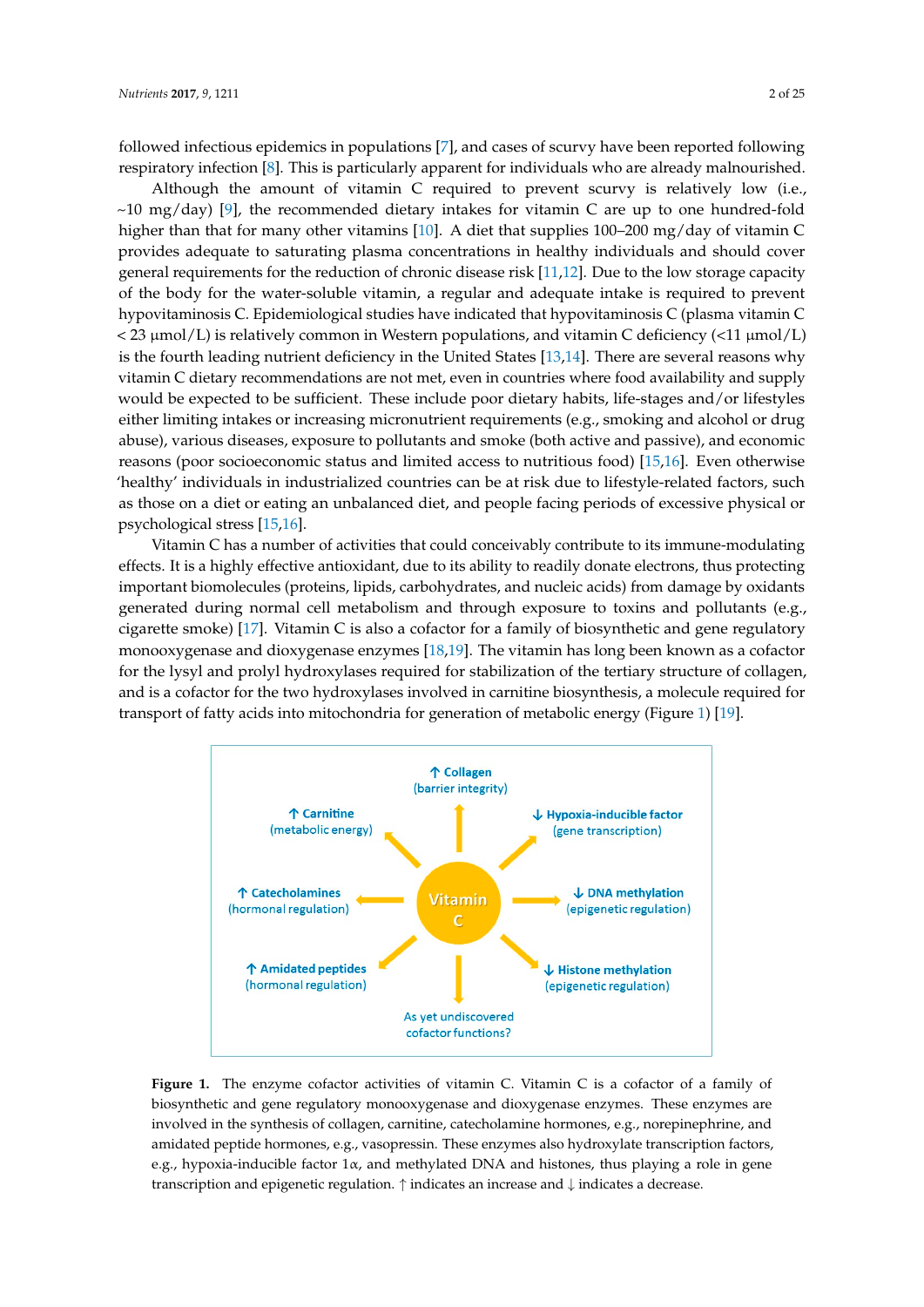followed infectious epidemics in populations [7], and cases of scurvy have been reported following respiratory infection [8]. This is particularly apparent for individuals who are already malnourished.

Although the amount of vitamin C required to prevent scurvy is relatively low (i.e., ~10 mg/day) [9], the recommended dietary intakes for vitamin C are up to one hundred-fold higher than that for many other vitamins [10]. A diet that supplies 100–200 mg/day of vitamin C provides adequate to saturating plasma concentrations in healthy individuals and should cover general requirements for the reduction of chronic disease risk [11,12]. Due to the low storage capacity of the body for the water-soluble vitamin, a regular and adequate intake is required to prevent hypovitaminosis C. Epidemiological studies have indicated that hypovitaminosis C (plasma vitamin C < 23 µmol/L) is relatively common in Western populations, and vitamin C deficiency (<11 µmol/L) is the fourth leading nutrient deficiency in the United States [13,14]. There are several reasons why vitamin C dietary recommendations are not met, even in countries where food availability and supply would be expected to be sufficient. These include poor dietary habits, life-stages and/or lifestyles either limiting intakes or increasing micronutrient requirements (e.g., smoking and alcohol or drug abuse), various diseases, exposure to pollutants and smoke (both active and passive), and economic reasons (poor socioeconomic status and limited access to nutritious food) [15,16]. Even otherwise 'healthy' individuals in industrialized countries can be at risk due to lifestyle-related factors, such as those on a diet or eating an unbalanced diet, and people facing periods of excessive physical or psychological stress [15,16].

Vitamin C has a number of activities that could conceivably contribute to its immune-modulating effects. It is a highly effective antioxidant, due to its ability to readily donate electrons, thus protecting important biomolecules (proteins, lipids, carbohydrates, and nucleic acids) from damage by oxidants generated during normal cell metabolism and through exposure to toxins and pollutants (e.g., cigarette smoke) [17]. Vitamin C is also a cofactor for a family of biosynthetic and gene regulatory monooxygenase and dioxygenase enzymes [18,19]. The vitamin has long been known as a cofactor for the lysyl and prolyl hydroxylases required for stabilization of the tertiary structure of collagen, and is a cofactor for the two hydroxylases involved in carnitine biosynthesis, a molecule required for transport of fatty acids into mitochondria for generation of metabolic energy (Figure 1) [19].

**Figure 1.** The enzyme cofactor activities of vitamin C. Vitamin C is a cofactor of a family of biosynthetic and gene regulatory monooxygenase and dioxygenase enzymes. These enzymes are involved in the synthesis of collagen, carnitine, catecholamine hormones, e.g., norepinephrine, and amidated peptide hormones, e.g., vasopressin. These enzymes also hydroxylate transcription factors, e.g., hypoxia-inducible factor 1α, and methylated DNA and histones, thus playing a role in gene transcription and epigenetic regulation. ↑ indicates an increase and ↓ indicates a decrease.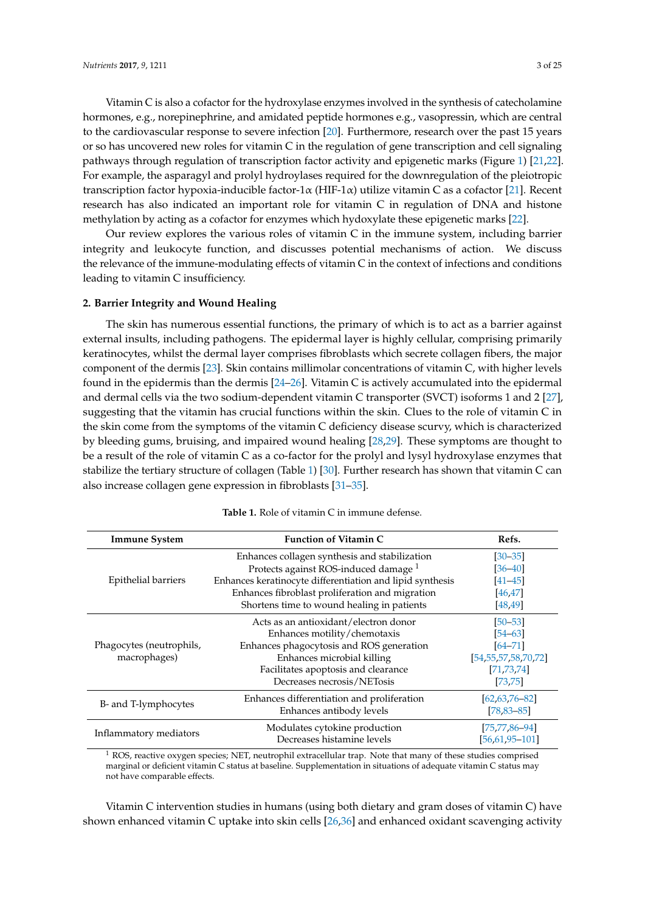Vitamin C is also a cofactor for the hydroxylase enzymes involved in the synthesis of catecholamine hormones, e.g., norepinephrine, and amidated peptide hormones e.g., vasopressin, which are central to the cardiovascular response to severe infection [20]. Furthermore, research over the past 15 years or so has uncovered new roles for vitamin C in the regulation of gene transcription and cell signaling pathways through regulation of transcription factor activity and epigenetic marks (Figure 1) [21,22]. For example, the asparagyl and prolyl hydroylases required for the downregulation of the pleiotropic transcription factor hypoxia-inducible factor-1α (HIF-1α) utilize vitamin C as a cofactor [21]. Recent research has also indicated an important role for vitamin C in regulation of DNA and histone methylation by acting as a cofactor for enzymes which hydoxylate these epigenetic marks [22].

Our review explores the various roles of vitamin C in the immune system, including barrier integrity and leukocyte function, and discusses potential mechanisms of action. We discuss the relevance of the immune-modulating effects of vitamin C in the context of infections and conditions leading to vitamin C insufficiency.

## 2. Barrier Integrity and Wound Healing

The skin has numerous essential functions, the primary of which is to act as a barrier against external insults, including pathogens. The epidermal layer is highly cellular, comprising primarily keratinocytes, whilst the dermal layer comprises fibroblasts which secrete collagen fibers, the major component of the dermis [23]. Skin contains millimolar concentrations of vitamin C, with higher levels found in the epidermis than the dermis [24–26]. Vitamin C is actively accumulated into the epidermal and dermal cells via the two sodium-dependent vitamin C transporter (SVCT) isoforms 1 and 2 [27], suggesting that the vitamin has crucial functions within the skin. Clues to the role of vitamin C in the skin come from the symptoms of the vitamin C deficiency disease scurvy, which is characterized by bleeding gums, bruising, and impaired wound healing [28,29]. These symptoms are thought to be a result of the role of vitamin C as a co-factor for the prolyl and lysyl hydroxylase enzymes that stabilize the tertiary structure of collagen (Table 1) [30]. Further research has shown that vitamin C can also increase collagen gene expression in fibroblasts [31–35].

**Table 1.** Role of vitamin C in immune defense.

| Immune System | Function of Vitamin C | Refs. |
| --- | --- | --- |
| Epithelial barriers | Enhances collagen synthesis and stabilization | [30–35] |
| | Protects against ROS-induced damage [1] | [36–40] |
| | Enhances keratinocyte differentiation and lipid synthesis | [41–45] |
| | Enhances fibroblast proliferation and migration | [46,47] |
| | Shortens time to wound healing in patients | [48,49] |
| Phagocytes (neutrophils, macrophages) | Acts as an antioxidant/electron donor | [50–53] |
| | Enhances motility/chemotaxis | [54–63] |
| | Enhances phagocytosis and ROS generation | [64–71] |
| | Enhances microbial killing | [54,55,57,58,70,72] |
| | Facilitates apoptosis and clearance | [71,73,74] |
| | Decreases necrosis/NETosis | [73,75] |
| B- and T-lymphocytes | Enhances differentiation and proliferation | [62,63,76–82] |
| | Enhances antibody levels | [78,83–85] |
| Inflammatory mediators | Modulates cytokine production | [75,77,86–94] |
| | Decreases histamine levels | [56,61,95–101] |

[1] ROS, reactive oxygen species; NET, neutrophil extracellular trap. Note that many of these studies comprised marginal or deficient vitamin C status at baseline. Supplementation in situations of adequate vitamin C status may not have comparable effects.

Vitamin C intervention studies in humans (using both dietary and gram doses of vitamin C) have shown enhanced vitamin C uptake into skin cells [26,36] and enhanced oxidant scavenging activity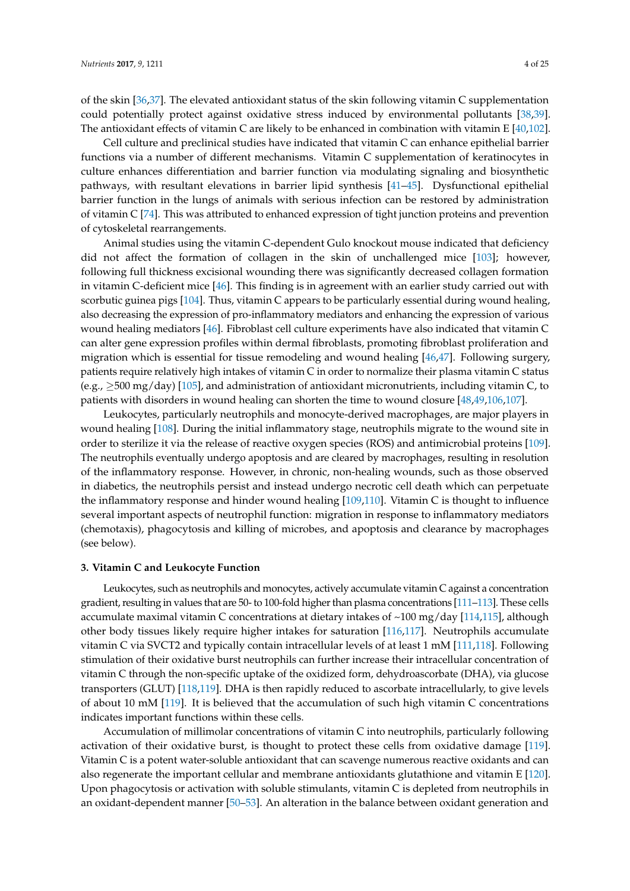of the skin [36,37]. The elevated antioxidant status of the skin following vitamin C supplementation could potentially protect against oxidative stress induced by environmental pollutants [38,39]. The antioxidant effects of vitamin C are likely to be enhanced in combination with vitamin E [40,102].

Cell culture and preclinical studies have indicated that vitamin C can enhance epithelial barrier functions via a number of different mechanisms. Vitamin C supplementation of keratinocytes in culture enhances differentiation and barrier function via modulating signaling and biosynthetic pathways, with resultant elevations in barrier lipid synthesis [41–45]. Dysfunctional epithelial barrier function in the lungs of animals with serious infection can be restored by administration of vitamin C [74]. This was attributed to enhanced expression of tight junction proteins and prevention of cytoskeletal rearrangements.

Animal studies using the vitamin C-dependent Gulo knockout mouse indicated that deficiency did not affect the formation of collagen in the skin of unchallenged mice [103]; however, following full thickness excisional wounding there was significantly decreased collagen formation in vitamin C-deficient mice [46]. This finding is in agreement with an earlier study carried out with scorbutic guinea pigs [104]. Thus, vitamin C appears to be particularly essential during wound healing, also decreasing the expression of pro-inflammatory mediators and enhancing the expression of various wound healing mediators [46]. Fibroblast cell culture experiments have also indicated that vitamin C can alter gene expression profiles within dermal fibroblasts, promoting fibroblast proliferation and migration which is essential for tissue remodeling and wound healing [46,47]. Following surgery, patients require relatively high intakes of vitamin C in order to normalize their plasma vitamin C status (e.g., ≥500 mg/day) [105], and administration of antioxidant micronutrients, including vitamin C, to patients with disorders in wound healing can shorten the time to wound closure [48,49,106,107].

Leukocytes, particularly neutrophils and monocyte-derived macrophages, are major players in wound healing [108]. During the initial inflammatory stage, neutrophils migrate to the wound site in order to sterilize it via the release of reactive oxygen species (ROS) and antimicrobial proteins [109]. The neutrophils eventually undergo apoptosis and are cleared by macrophages, resulting in resolution of the inflammatory response. However, in chronic, non-healing wounds, such as those observed in diabetics, the neutrophils persist and instead undergo necrotic cell death which can perpetuate the inflammatory response and hinder wound healing [109,110]. Vitamin C is thought to influence several important aspects of neutrophil function: migration in response to inflammatory mediators (chemotaxis), phagocytosis and killing of microbes, and apoptosis and clearance by macrophages (see below).

## 3. Vitamin C and Leukocyte Function

Leukocytes, such as neutrophils and monocytes, actively accumulate vitamin C against a concentration gradient, resulting in values that are 50- to 100-fold higher than plasma concentrations [111–113]. These cells accumulate maximal vitamin C concentrations at dietary intakes of ~100 mg/day [114,115], although other body tissues likely require higher intakes for saturation [116,117]. Neutrophils accumulate vitamin C via SVCT2 and typically contain intracellular levels of at least 1 mM [111,118]. Following stimulation of their oxidative burst neutrophils can further increase their intracellular concentration of vitamin C through the non-specific uptake of the oxidized form, dehydroascorbate (DHA), via glucose transporters (GLUT) [118,119]. DHA is then rapidly reduced to ascorbate intracellularly, to give levels of about 10 mM [119]. It is believed that the accumulation of such high vitamin C concentrations indicates important functions within these cells.

Accumulation of millimolar concentrations of vitamin C into neutrophils, particularly following activation of their oxidative burst, is thought to protect these cells from oxidative damage [119]. Vitamin C is a potent water-soluble antioxidant that can scavenge numerous reactive oxidants and can also regenerate the important cellular and membrane antioxidants glutathione and vitamin E [120]. Upon phagocytosis or activation with soluble stimulants, vitamin C is depleted from neutrophils in an oxidant-dependent manner [50–53]. An alteration in the balance between oxidant generation and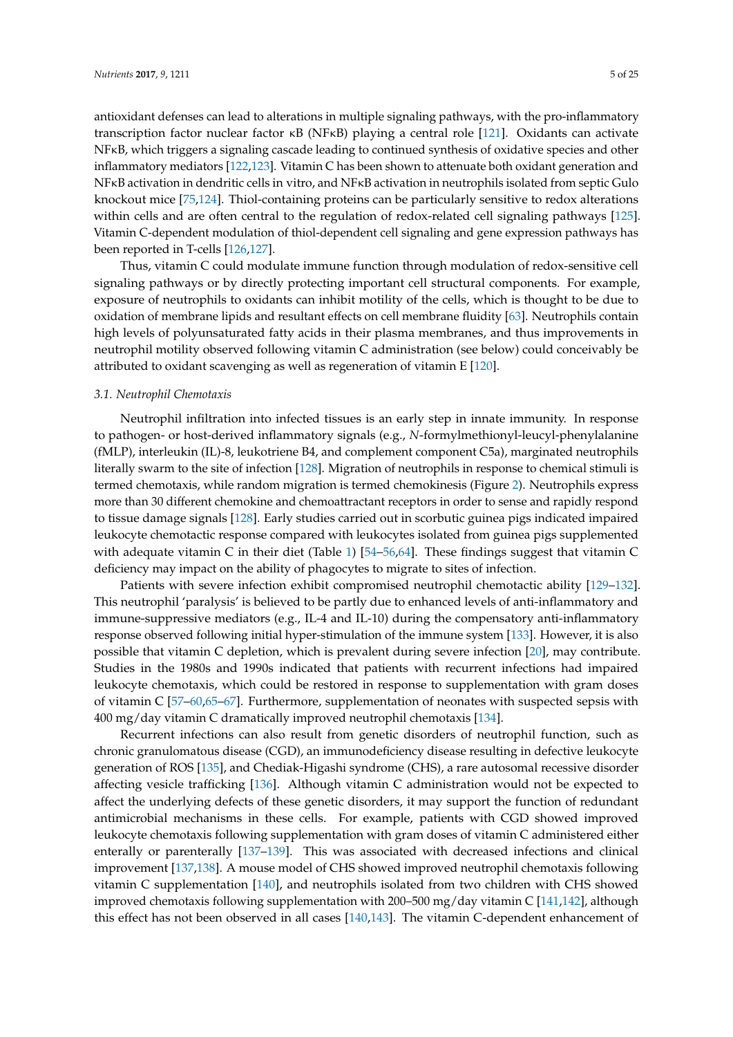antioxidant defenses can lead to alterations in multiple signaling pathways, with the pro-inflammatory transcription factor nuclear factor κB (NFκB) playing a central role [121]. Oxidants can activate NFκB, which triggers a signaling cascade leading to continued synthesis of oxidative species and other inflammatory mediators [122,123]. Vitamin C has been shown to attenuate both oxidant generation and NFκB activation in dendritic cells in vitro, and NFκB activation in neutrophils isolated from septic Gulo knockout mice [75,124]. Thiol-containing proteins can be particularly sensitive to redox alterations within cells and are often central to the regulation of redox-related cell signaling pathways [125]. Vitamin C-dependent modulation of thiol-dependent cell signaling and gene expression pathways has been reported in T-cells [126,127].

Thus, vitamin C could modulate immune function through modulation of redox-sensitive cell signaling pathways or by directly protecting important cell structural components. For example, exposure of neutrophils to oxidants can inhibit motility of the cells, which is thought to be due to oxidation of membrane lipids and resultant effects on cell membrane fluidity [63]. Neutrophils contain high levels of polyunsaturated fatty acids in their plasma membranes, and thus improvements in neutrophil motility observed following vitamin C administration (see below) could conceivably be attributed to oxidant scavenging as well as regeneration of vitamin E [120].

### 3.1. Neutrophil Chemotaxis

Neutrophil infiltration into infected tissues is an early step in innate immunity. In response to pathogen- or host-derived inflammatory signals (e.g., *N*-formylmethionyl-leucyl-phenylalanine (fMLP), interleukin (IL)-8, leukotriene B4, and complement component C5a), marginated neutrophils literally swarm to the site of infection [128]. Migration of neutrophils in response to chemical stimuli is termed chemotaxis, while random migration is termed chemokinesis (Figure 2). Neutrophils express more than 30 different chemokine and chemoattractant receptors in order to sense and rapidly respond to tissue damage signals [128]. Early studies carried out in scorbutic guinea pigs indicated impaired leukocyte chemotactic response compared with leukocytes isolated from guinea pigs supplemented with adequate vitamin C in their diet (Table 1) [54–56,64]. These findings suggest that vitamin C deficiency may impact on the ability of phagocytes to migrate to sites of infection.

Patients with severe infection exhibit compromised neutrophil chemotactic ability [129–132]. This neutrophil 'paralysis' is believed to be partly due to enhanced levels of anti-inflammatory and immune-suppressive mediators (e.g., IL-4 and IL-10) during the compensatory anti-inflammatory response observed following initial hyper-stimulation of the immune system [133]. However, it is also possible that vitamin C depletion, which is prevalent during severe infection [20], may contribute. Studies in the 1980s and 1990s indicated that patients with recurrent infections had impaired leukocyte chemotaxis, which could be restored in response to supplementation with gram doses of vitamin C [57–60,65–67]. Furthermore, supplementation of neonates with suspected sepsis with 400 mg/day vitamin C dramatically improved neutrophil chemotaxis [134].

Recurrent infections can also result from genetic disorders of neutrophil function, such as chronic granulomatous disease (CGD), an immunodeficiency disease resulting in defective leukocyte generation of ROS [135], and Chediak-Higashi syndrome (CHS), a rare autosomal recessive disorder affecting vesicle trafficking [136]. Although vitamin C administration would not be expected to affect the underlying defects of these genetic disorders, it may support the function of redundant antimicrobial mechanisms in these cells. For example, patients with CGD showed improved leukocyte chemotaxis following supplementation with gram doses of vitamin C administered either enterally or parenterally [137–139]. This was associated with decreased infections and clinical improvement [137,138]. A mouse model of CHS showed improved neutrophil chemotaxis following vitamin C supplementation [140], and neutrophils isolated from two children with CHS showed improved chemotaxis following supplementation with 200–500 mg/day vitamin C [141,142], although this effect has not been observed in all cases [140,143]. The vitamin C-dependent enhancement of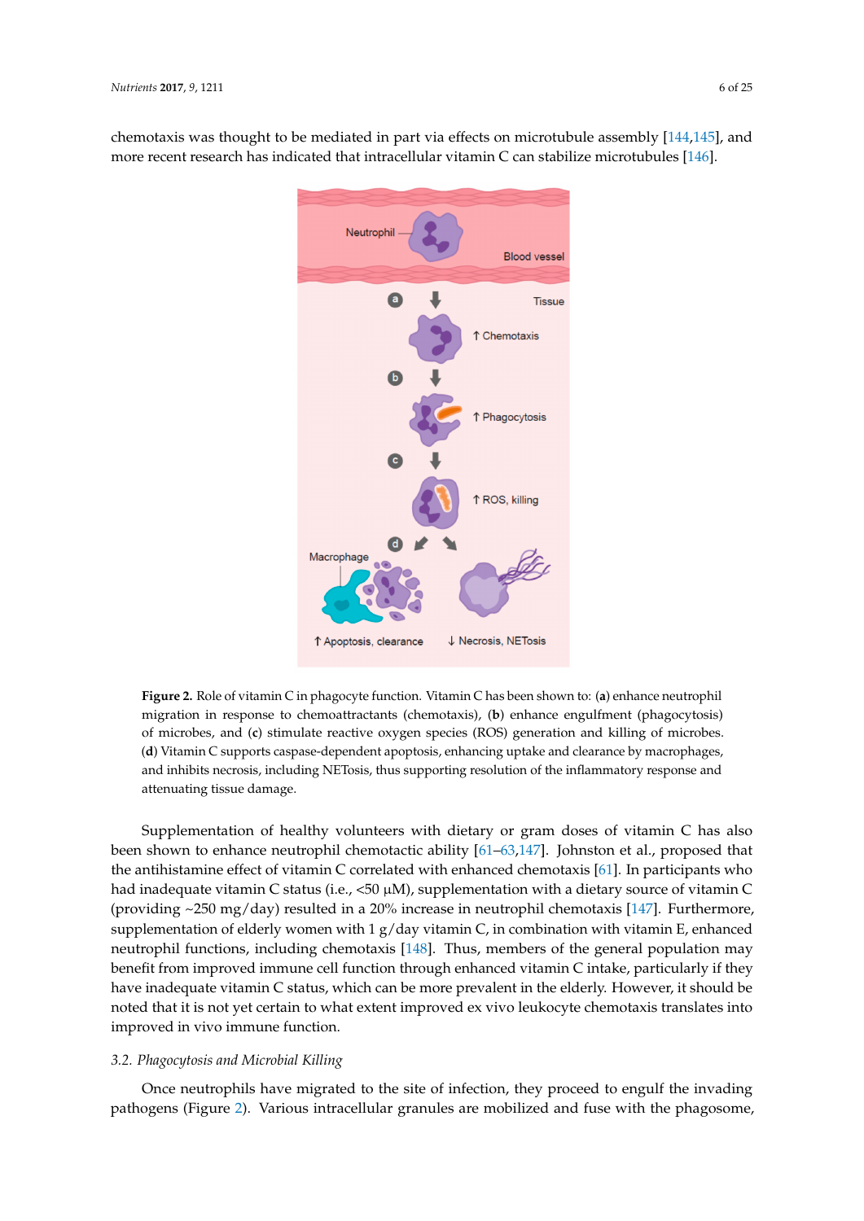chemotaxis was thought to be mediated in part via effects on microtubule assembly [144,145], and more recent research has indicated that intracellular vitamin C can stabilize microtubules [146].

**Figure 2.** Role of vitamin C in phagocyte function. Vitamin C has been shown to: (**a**) enhance neutrophil migration in response to chemoattractants (chemotaxis), (**b**) enhance engulfment (phagocytosis) of microbes, and (**c**) stimulate reactive oxygen species (ROS) generation and killing of microbes. (**d**) Vitamin C supports caspase-dependent apoptosis, enhancing uptake and clearance by macrophages, and inhibits necrosis, including NETosis, thus supporting resolution of the inflammatory response and attenuating tissue damage.

Supplementation of healthy volunteers with dietary or gram doses of vitamin C has also been shown to enhance neutrophil chemotactic ability [61–63,147]. Johnston et al., proposed that the antihistamine effect of vitamin C correlated with enhanced chemotaxis [61]. In participants who had inadequate vitamin C status (i.e., <50 μM), supplementation with a dietary source of vitamin C (providing ~250 mg/day) resulted in a 20% increase in neutrophil chemotaxis [147]. Furthermore, supplementation of elderly women with 1 g/day vitamin C, in combination with vitamin E, enhanced neutrophil functions, including chemotaxis [148]. Thus, members of the general population may benefit from improved immune cell function through enhanced vitamin C intake, particularly if they have inadequate vitamin C status, which can be more prevalent in the elderly. However, it should be noted that it is not yet certain to what extent improved ex vivo leukocyte chemotaxis translates into improved in vivo immune function.

### *3.2. Phagocytosis and Microbial Killing*

Once neutrophils have migrated to the site of infection, they proceed to engulf the invading pathogens (Figure 2). Various intracellular granules are mobilized and fuse with the phagosome,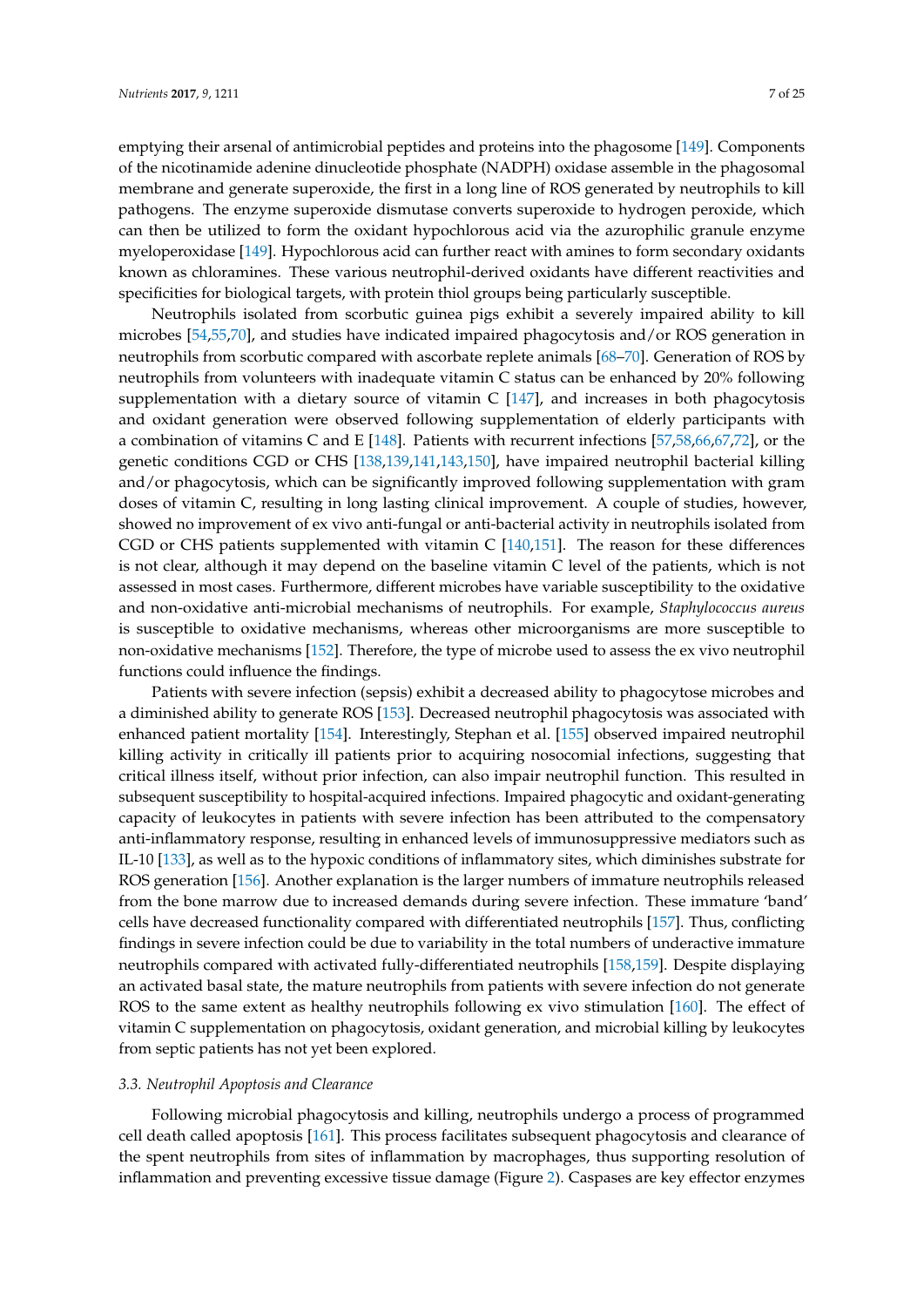emptying their arsenal of antimicrobial peptides and proteins into the phagosome [149]. Components of the nicotinamide adenine dinucleotide phosphate (NADPH) oxidase assemble in the phagosomal membrane and generate superoxide, the first in a long line of ROS generated by neutrophils to kill pathogens. The enzyme superoxide dismutase converts superoxide to hydrogen peroxide, which can then be utilized to form the oxidant hypochlorous acid via the azurophilic granule enzyme myeloperoxidase [149]. Hypochlorous acid can further react with amines to form secondary oxidants known as chloramines. These various neutrophil-derived oxidants have different reactivities and specificities for biological targets, with protein thiol groups being particularly susceptible.

Neutrophils isolated from scorbutic guinea pigs exhibit a severely impaired ability to kill microbes [54,55,70], and studies have indicated impaired phagocytosis and/or ROS generation in neutrophils from scorbutic compared with ascorbate replete animals [68–70]. Generation of ROS by neutrophils from volunteers with inadequate vitamin C status can be enhanced by 20% following supplementation with a dietary source of vitamin C [147], and increases in both phagocytosis and oxidant generation were observed following supplementation of elderly participants with a combination of vitamins C and E [148]. Patients with recurrent infections [57,58,66,67,72], or the genetic conditions CGD or CHS [138,139,141,143,150], have impaired neutrophil bacterial killing and/or phagocytosis, which can be significantly improved following supplementation with gram doses of vitamin C, resulting in long lasting clinical improvement. A couple of studies, however, showed no improvement of ex vivo anti-fungal or anti-bacterial activity in neutrophils isolated from CGD or CHS patients supplemented with vitamin C [140,151]. The reason for these differences is not clear, although it may depend on the baseline vitamin C level of the patients, which is not assessed in most cases. Furthermore, different microbes have variable susceptibility to the oxidative and non-oxidative anti-microbial mechanisms of neutrophils. For example, *Staphylococcus aureus* is susceptible to oxidative mechanisms, whereas other microorganisms are more susceptible to non-oxidative mechanisms [152]. Therefore, the type of microbe used to assess the ex vivo neutrophil functions could influence the findings.

Patients with severe infection (sepsis) exhibit a decreased ability to phagocytose microbes and a diminished ability to generate ROS [153]. Decreased neutrophil phagocytosis was associated with enhanced patient mortality [154]. Interestingly, Stephan et al. [155] observed impaired neutrophil killing activity in critically ill patients prior to acquiring nosocomial infections, suggesting that critical illness itself, without prior infection, can also impair neutrophil function. This resulted in subsequent susceptibility to hospital-acquired infections. Impaired phagocytic and oxidant-generating capacity of leukocytes in patients with severe infection has been attributed to the compensatory anti-inflammatory response, resulting in enhanced levels of immunosuppressive mediators such as IL-10 [133], as well as to the hypoxic conditions of inflammatory sites, which diminishes substrate for ROS generation [156]. Another explanation is the larger numbers of immature neutrophils released from the bone marrow due to increased demands during severe infection. These immature 'band' cells have decreased functionality compared with differentiated neutrophils [157]. Thus, conflicting findings in severe infection could be due to variability in the total numbers of underactive immature neutrophils compared with activated fully-differentiated neutrophils [158,159]. Despite displaying an activated basal state, the mature neutrophils from patients with severe infection do not generate ROS to the same extent as healthy neutrophils following ex vivo stimulation [160]. The effect of vitamin C supplementation on phagocytosis, oxidant generation, and microbial killing by leukocytes from septic patients has not yet been explored.

### 3.3. Neutrophil Apoptosis and Clearance

Following microbial phagocytosis and killing, neutrophils undergo a process of programmed cell death called apoptosis [161]. This process facilitates subsequent phagocytosis and clearance of the spent neutrophils from sites of inflammation by macrophages, thus supporting resolution of inflammation and preventing excessive tissue damage (Figure 2). Caspases are key effector enzymes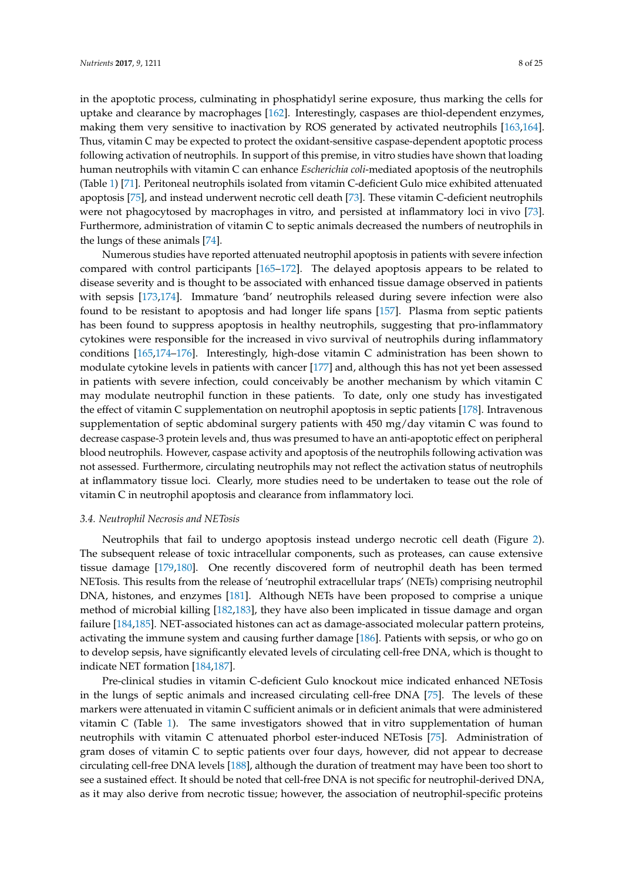in the apoptotic process, culminating in phosphatidyl serine exposure, thus marking the cells for uptake and clearance by macrophages [162]. Interestingly, caspases are thiol-dependent enzymes, making them very sensitive to inactivation by ROS generated by activated neutrophils [163,164]. Thus, vitamin C may be expected to protect the oxidant-sensitive caspase-dependent apoptotic process following activation of neutrophils. In support of this premise, in vitro studies have shown that loading human neutrophils with vitamin C can enhance *Escherichia coli*-mediated apoptosis of the neutrophils (Table 1) [71]. Peritoneal neutrophils isolated from vitamin C-deficient Gulo mice exhibited attenuated apoptosis [75], and instead underwent necrotic cell death [73]. These vitamin C-deficient neutrophils were not phagocytosed by macrophages in vitro, and persisted at inflammatory loci in vivo [73]. Furthermore, administration of vitamin C to septic animals decreased the numbers of neutrophils in the lungs of these animals [74].

Numerous studies have reported attenuated neutrophil apoptosis in patients with severe infection compared with control participants [165–172]. The delayed apoptosis appears to be related to disease severity and is thought to be associated with enhanced tissue damage observed in patients with sepsis [173,174]. Immature 'band' neutrophils released during severe infection were also found to be resistant to apoptosis and had longer life spans [157]. Plasma from septic patients has been found to suppress apoptosis in healthy neutrophils, suggesting that pro-inflammatory cytokines were responsible for the increased in vivo survival of neutrophils during inflammatory conditions [165,174–176]. Interestingly, high-dose vitamin C administration has been shown to modulate cytokine levels in patients with cancer [177] and, although this has not yet been assessed in patients with severe infection, could conceivably be another mechanism by which vitamin C may modulate neutrophil function in these patients. To date, only one study has investigated the effect of vitamin C supplementation on neutrophil apoptosis in septic patients [178]. Intravenous supplementation of septic abdominal surgery patients with 450 mg/day vitamin C was found to decrease caspase-3 protein levels and, thus was presumed to have an anti-apoptotic effect on peripheral blood neutrophils. However, caspase activity and apoptosis of the neutrophils following activation was not assessed. Furthermore, circulating neutrophils may not reflect the activation status of neutrophils at inflammatory tissue loci. Clearly, more studies need to be undertaken to tease out the role of vitamin C in neutrophil apoptosis and clearance from inflammatory loci.

### 3.4. Neutrophil Necrosis and NETosis

Neutrophils that fail to undergo apoptosis instead undergo necrotic cell death (Figure 2). The subsequent release of toxic intracellular components, such as proteases, can cause extensive tissue damage [179,180]. One recently discovered form of neutrophil death has been termed NETosis. This results from the release of 'neutrophil extracellular traps' (NETs) comprising neutrophil DNA, histones, and enzymes [181]. Although NETs have been proposed to comprise a unique method of microbial killing [182,183], they have also been implicated in tissue damage and organ failure [184,185]. NET-associated histones can act as damage-associated molecular pattern proteins, activating the immune system and causing further damage [186]. Patients with sepsis, or who go on to develop sepsis, have significantly elevated levels of circulating cell-free DNA, which is thought to indicate NET formation [184,187].

Pre-clinical studies in vitamin C-deficient Gulo knockout mice indicated enhanced NETosis in the lungs of septic animals and increased circulating cell-free DNA [75]. The levels of these markers were attenuated in vitamin C sufficient animals or in deficient animals that were administered vitamin C (Table 1). The same investigators showed that in vitro supplementation of human neutrophils with vitamin C attenuated phorbol ester-induced NETosis [75]. Administration of gram doses of vitamin C to septic patients over four days, however, did not appear to decrease circulating cell-free DNA levels [188], although the duration of treatment may have been too short to see a sustained effect. It should be noted that cell-free DNA is not specific for neutrophil-derived DNA, as it may also derive from necrotic tissue; however, the association of neutrophil-specific proteins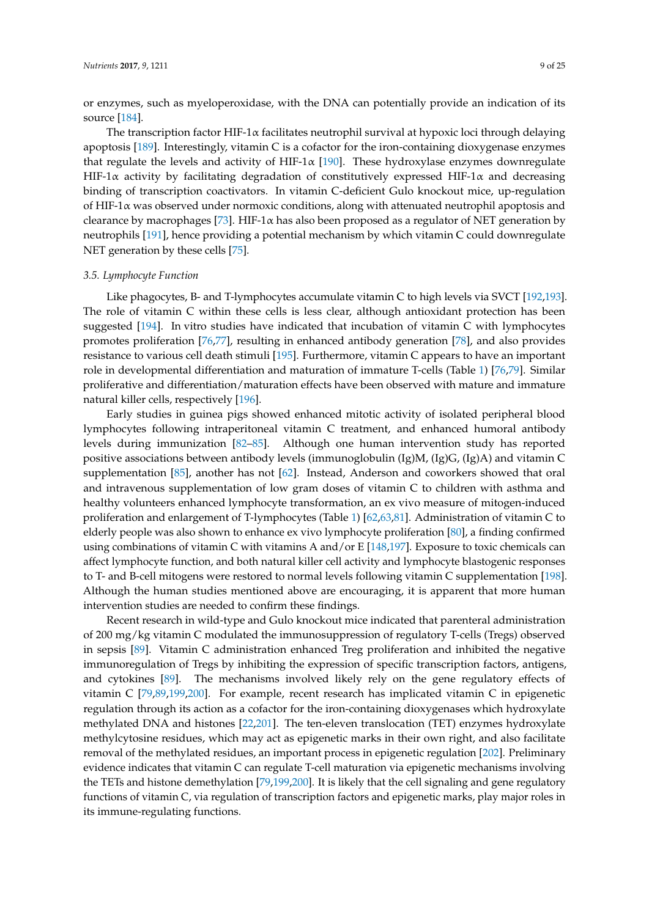or enzymes, such as myeloperoxidase, with the DNA can potentially provide an indication of its source [184].

The transcription factor HIF-1α facilitates neutrophil survival at hypoxic loci through delaying apoptosis [189]. Interestingly, vitamin C is a cofactor for the iron-containing dioxygenase enzymes that regulate the levels and activity of HIF-1α [190]. These hydroxylase enzymes downregulate HIF-1α activity by facilitating degradation of constitutively expressed HIF-1α and decreasing binding of transcription coactivators. In vitamin C-deficient Gulo knockout mice, up-regulation of HIF-1α was observed under normoxic conditions, along with attenuated neutrophil apoptosis and clearance by macrophages [73]. HIF-1α has also been proposed as a regulator of NET generation by neutrophils [191], hence providing a potential mechanism by which vitamin C could downregulate NET generation by these cells [75].

### 3.5. Lymphocyte Function

Like phagocytes, B- and T-lymphocytes accumulate vitamin C to high levels via SVCT [192,193]. The role of vitamin C within these cells is less clear, although antioxidant protection has been suggested [194]. In vitro studies have indicated that incubation of vitamin C with lymphocytes promotes proliferation [76,77], resulting in enhanced antibody generation [78], and also provides resistance to various cell death stimuli [195]. Furthermore, vitamin C appears to have an important role in developmental differentiation and maturation of immature T-cells (Table 1) [76,79]. Similar proliferative and differentiation/maturation effects have been observed with mature and immature natural killer cells, respectively [196].

Early studies in guinea pigs showed enhanced mitotic activity of isolated peripheral blood lymphocytes following intraperitoneal vitamin C treatment, and enhanced humoral antibody levels during immunization [82–85]. Although one human intervention study has reported positive associations between antibody levels (immunoglobulin (Ig)M, (Ig)G, (Ig)A) and vitamin C supplementation [85], another has not [62]. Instead, Anderson and coworkers showed that oral and intravenous supplementation of low gram doses of vitamin C to children with asthma and healthy volunteers enhanced lymphocyte transformation, an ex vivo measure of mitogen-induced proliferation and enlargement of T-lymphocytes (Table 1) [62,63,81]. Administration of vitamin C to elderly people was also shown to enhance ex vivo lymphocyte proliferation [80], a finding confirmed using combinations of vitamin C with vitamins A and/or E [148,197]. Exposure to toxic chemicals can affect lymphocyte function, and both natural killer cell activity and lymphocyte blastogenic responses to T- and B-cell mitogens were restored to normal levels following vitamin C supplementation [198]. Although the human studies mentioned above are encouraging, it is apparent that more human intervention studies are needed to confirm these findings.

Recent research in wild-type and Gulo knockout mice indicated that parenteral administration of 200 mg/kg vitamin C modulated the immunosuppression of regulatory T-cells (Tregs) observed in sepsis [89]. Vitamin C administration enhanced Treg proliferation and inhibited the negative immunoregulation of Tregs by inhibiting the expression of specific transcription factors, antigens, and cytokines [89]. The mechanisms involved likely rely on the gene regulatory effects of vitamin C [79,89,199,200]. For example, recent research has implicated vitamin C in epigenetic regulation through its action as a cofactor for the iron-containing dioxygenases which hydroxylate methylated DNA and histones [22,201]. The ten-eleven translocation (TET) enzymes hydroxylate methylcytosine residues, which may act as epigenetic marks in their own right, and also facilitate removal of the methylated residues, an important process in epigenetic regulation [202]. Preliminary evidence indicates that vitamin C can regulate T-cell maturation via epigenetic mechanisms involving the TETs and histone demethylation [79,199,200]. It is likely that the cell signaling and gene regulatory functions of vitamin C, via regulation of transcription factors and epigenetic marks, play major roles in its immune-regulating functions.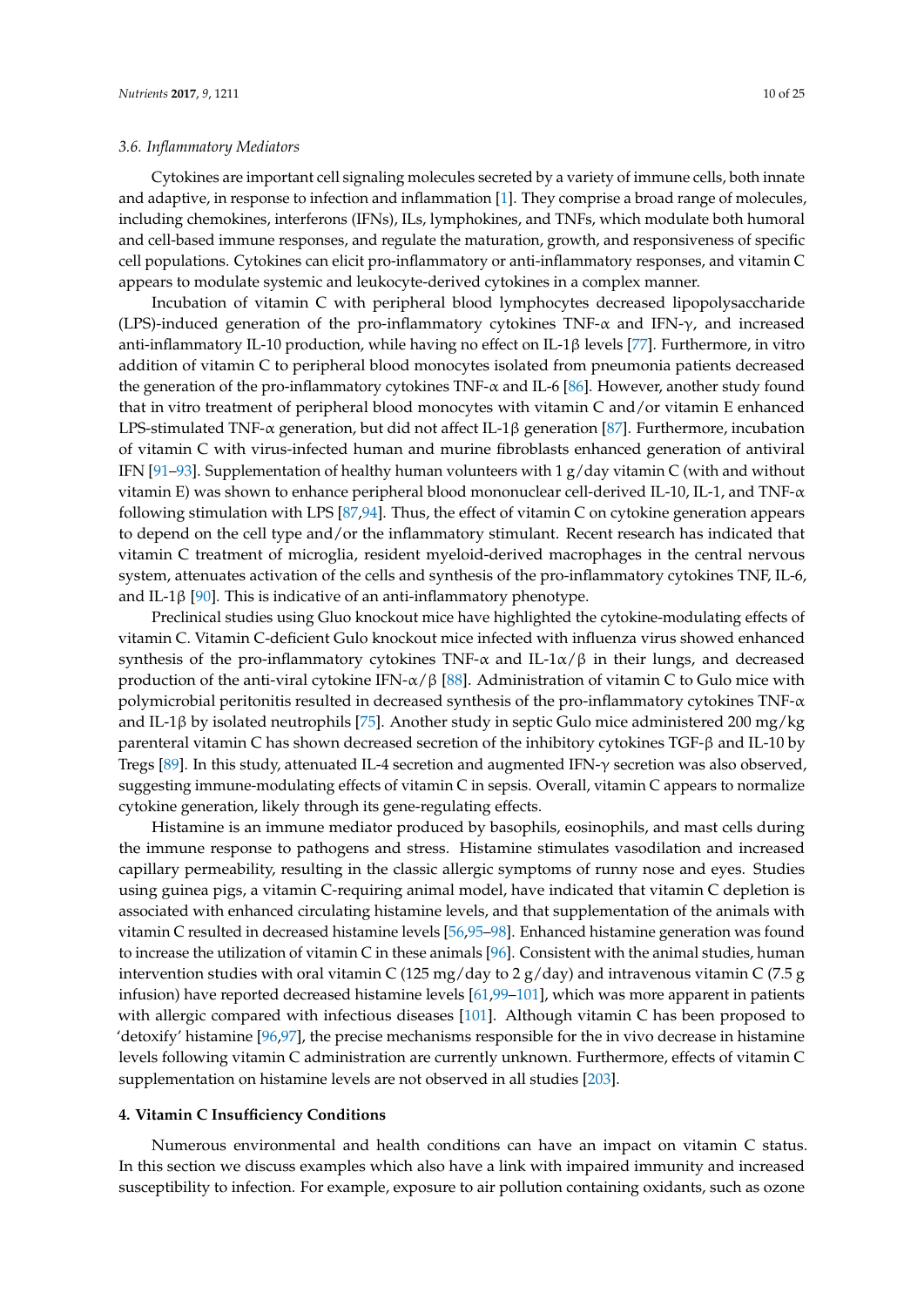### 3.6. Inflammatory Mediators

Cytokines are important cell signaling molecules secreted by a variety of immune cells, both innate and adaptive, in response to infection and inflammation [1]. They comprise a broad range of molecules, including chemokines, interferons (IFNs), ILs, lymphokines, and TNFs, which modulate both humoral and cell-based immune responses, and regulate the maturation, growth, and responsiveness of specific cell populations. Cytokines can elicit pro-inflammatory or anti-inflammatory responses, and vitamin C appears to modulate systemic and leukocyte-derived cytokines in a complex manner.

Incubation of vitamin C with peripheral blood lymphocytes decreased lipopolysaccharide (LPS)-induced generation of the pro-inflammatory cytokines TNF-$\alpha$ and IFN-$\gamma$, and increased anti-inflammatory IL-10 production, while having no effect on IL-1$\beta$ levels [77]. Furthermore, in vitro addition of vitamin C to peripheral blood monocytes isolated from pneumonia patients decreased the generation of the pro-inflammatory cytokines TNF-$\alpha$ and IL-6 [86]. However, another study found that in vitro treatment of peripheral blood monocytes with vitamin C and/or vitamin E enhanced LPS-stimulated TNF-$\alpha$ generation, but did not affect IL-1$\beta$ generation [87]. Furthermore, incubation of vitamin C with virus-infected human and murine fibroblasts enhanced generation of antiviral IFN [91–93]. Supplementation of healthy human volunteers with 1 g/day vitamin C (with and without vitamin E) was shown to enhance peripheral blood mononuclear cell-derived IL-10, IL-1, and TNF-$\alpha$ following stimulation with LPS [87,94]. Thus, the effect of vitamin C on cytokine generation appears to depend on the cell type and/or the inflammatory stimulant. Recent research has indicated that vitamin C treatment of microglia, resident myeloid-derived macrophages in the central nervous system, attenuates activation of the cells and synthesis of the pro-inflammatory cytokines TNF, IL-6, and IL-1$\beta$ [90]. This is indicative of an anti-inflammatory phenotype.

Preclinical studies using Gluo knockout mice have highlighted the cytokine-modulating effects of vitamin C. Vitamin C-deficient Gulo knockout mice infected with influenza virus showed enhanced synthesis of the pro-inflammatory cytokines TNF-$\alpha$ and IL-1$\alpha$/$\beta$ in their lungs, and decreased production of the anti-viral cytokine IFN-$\alpha$/$\beta$ [88]. Administration of vitamin C to Gulo mice with polymicrobial peritonitis resulted in decreased synthesis of the pro-inflammatory cytokines TNF-$\alpha$ and IL-1$\beta$ by isolated neutrophils [75]. Another study in septic Gulo mice administered 200 mg/kg parenteral vitamin C has shown decreased secretion of the inhibitory cytokines TGF-$\beta$ and IL-10 by Tregs [89]. In this study, attenuated IL-4 secretion and augmented IFN-$\gamma$ secretion was also observed, suggesting immune-modulating effects of vitamin C in sepsis. Overall, vitamin C appears to normalize cytokine generation, likely through its gene-regulating effects.

Histamine is an immune mediator produced by basophils, eosinophils, and mast cells during the immune response to pathogens and stress. Histamine stimulates vasodilation and increased capillary permeability, resulting in the classic allergic symptoms of runny nose and eyes. Studies using guinea pigs, a vitamin C-requiring animal model, have indicated that vitamin C depletion is associated with enhanced circulating histamine levels, and that supplementation of the animals with vitamin C resulted in decreased histamine levels [56,95–98]. Enhanced histamine generation was found to increase the utilization of vitamin C in these animals [96]. Consistent with the animal studies, human intervention studies with oral vitamin C (125 mg/day to 2 g/day) and intravenous vitamin C (7.5 g infusion) have reported decreased histamine levels [61,99–101], which was more apparent in patients with allergic compared with infectious diseases [101]. Although vitamin C has been proposed to 'detoxify' histamine [96,97], the precise mechanisms responsible for the in vivo decrease in histamine levels following vitamin C administration are currently unknown. Furthermore, effects of vitamin C supplementation on histamine levels are not observed in all studies [203].

## 4. Vitamin C Insufficiency Conditions

Numerous environmental and health conditions can have an impact on vitamin C status. In this section we discuss examples which also have a link with impaired immunity and increased susceptibility to infection. For example, exposure to air pollution containing oxidants, such as ozone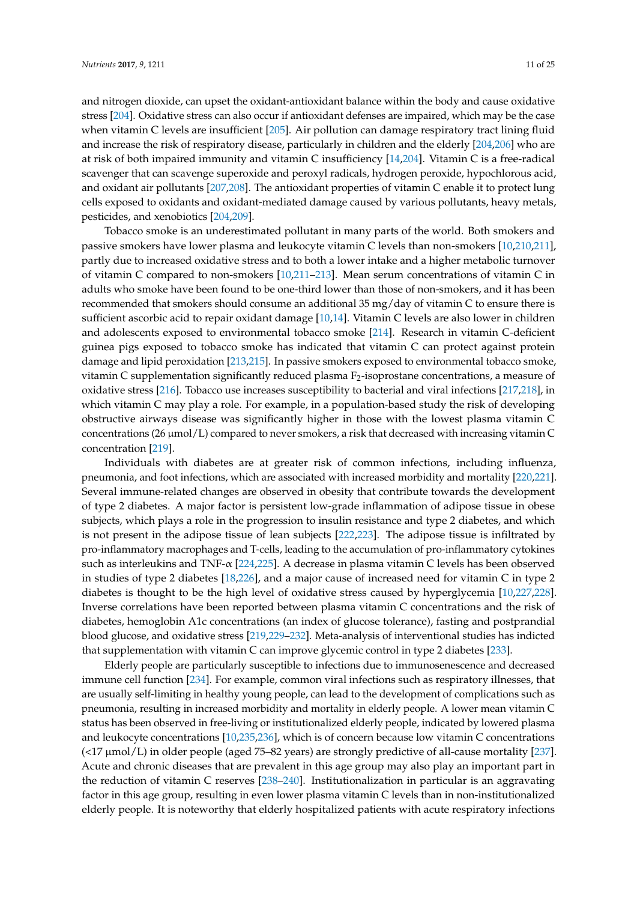and nitrogen dioxide, can upset the oxidant-antioxidant balance within the body and cause oxidative stress [204]. Oxidative stress can also occur if antioxidant defenses are impaired, which may be the case when vitamin C levels are insufficient [205]. Air pollution can damage respiratory tract lining fluid and increase the risk of respiratory disease, particularly in children and the elderly [204,206] who are at risk of both impaired immunity and vitamin C insufficiency [14,204]. Vitamin C is a free-radical scavenger that can scavenge superoxide and peroxyl radicals, hydrogen peroxide, hypochlorous acid, and oxidant air pollutants [207,208]. The antioxidant properties of vitamin C enable it to protect lung cells exposed to oxidants and oxidant-mediated damage caused by various pollutants, heavy metals, pesticides, and xenobiotics [204,209].

Tobacco smoke is an underestimated pollutant in many parts of the world. Both smokers and passive smokers have lower plasma and leukocyte vitamin C levels than non-smokers [10,210,211], partly due to increased oxidative stress and to both a lower intake and a higher metabolic turnover of vitamin C compared to non-smokers [10,211–213]. Mean serum concentrations of vitamin C in adults who smoke have been found to be one-third lower than those of non-smokers, and it has been recommended that smokers should consume an additional 35 mg/day of vitamin C to ensure there is sufficient ascorbic acid to repair oxidant damage [10,14]. Vitamin C levels are also lower in children and adolescents exposed to environmental tobacco smoke [214]. Research in vitamin C-deficient guinea pigs exposed to tobacco smoke has indicated that vitamin C can protect against protein damage and lipid peroxidation [213,215]. In passive smokers exposed to environmental tobacco smoke, vitamin C supplementation significantly reduced plasma $F_2$-isoprostane concentrations, a measure of oxidative stress [216]. Tobacco use increases susceptibility to bacterial and viral infections [217,218], in which vitamin C may play a role. For example, in a population-based study the risk of developing obstructive airways disease was significantly higher in those with the lowest plasma vitamin C concentrations (26 μmol/L) compared to never smokers, a risk that decreased with increasing vitamin C concentration [219].

Individuals with diabetes are at greater risk of common infections, including influenza, pneumonia, and foot infections, which are associated with increased morbidity and mortality [220,221]. Several immune-related changes are observed in obesity that contribute towards the development of type 2 diabetes. A major factor is persistent low-grade inflammation of adipose tissue in obese subjects, which plays a role in the progression to insulin resistance and type 2 diabetes, and which is not present in the adipose tissue of lean subjects [222,223]. The adipose tissue is infiltrated by pro-inflammatory macrophages and T-cells, leading to the accumulation of pro-inflammatory cytokines such as interleukins and TNF-α [224,225]. A decrease in plasma vitamin C levels has been observed in studies of type 2 diabetes [18,226], and a major cause of increased need for vitamin C in type 2 diabetes is thought to be the high level of oxidative stress caused by hyperglycemia [10,227,228]. Inverse correlations have been reported between plasma vitamin C concentrations and the risk of diabetes, hemoglobin A1c concentrations (an index of glucose tolerance), fasting and postprandial blood glucose, and oxidative stress [219,229–232]. Meta-analysis of interventional studies has indicted that supplementation with vitamin C can improve glycemic control in type 2 diabetes [233].

Elderly people are particularly susceptible to infections due to immunosenescence and decreased immune cell function [234]. For example, common viral infections such as respiratory illnesses, that are usually self-limiting in healthy young people, can lead to the development of complications such as pneumonia, resulting in increased morbidity and mortality in elderly people. A lower mean vitamin C status has been observed in free-living or institutionalized elderly people, indicated by lowered plasma and leukocyte concentrations [10,235,236], which is of concern because low vitamin C concentrations (<17 μmol/L) in older people (aged 75–82 years) are strongly predictive of all-cause mortality [237]. Acute and chronic diseases that are prevalent in this age group may also play an important part in the reduction of vitamin C reserves [238–240]. Institutionalization in particular is an aggravating factor in this age group, resulting in even lower plasma vitamin C levels than in non-institutionalized elderly people. It is noteworthy that elderly hospitalized patients with acute respiratory infections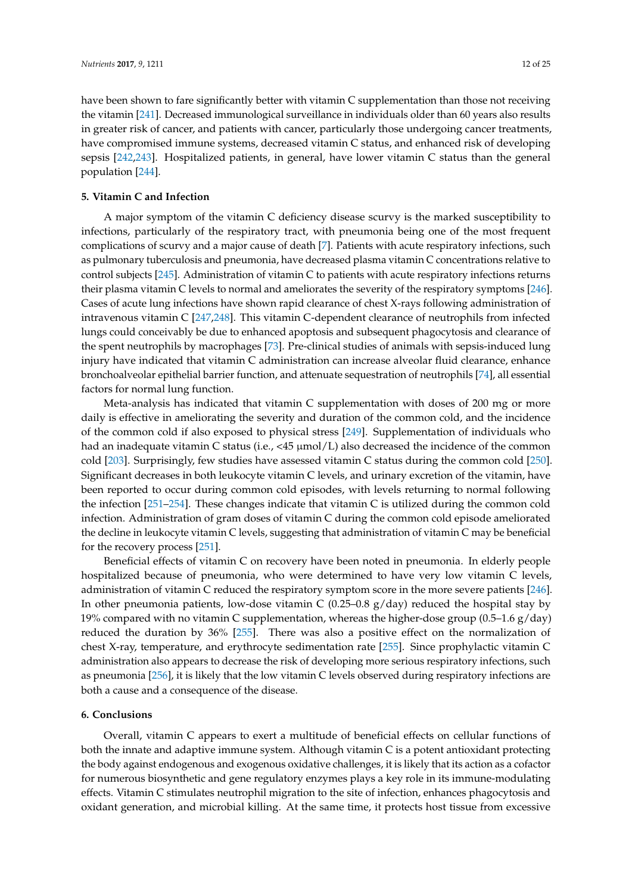have been shown to fare significantly better with vitamin C supplementation than those not receiving the vitamin [241]. Decreased immunological surveillance in individuals older than 60 years also results in greater risk of cancer, and patients with cancer, particularly those undergoing cancer treatments, have compromised immune systems, decreased vitamin C status, and enhanced risk of developing sepsis [242,243]. Hospitalized patients, in general, have lower vitamin C status than the general population [244].

## 5. Vitamin C and Infection

A major symptom of the vitamin C deficiency disease scurvy is the marked susceptibility to infections, particularly of the respiratory tract, with pneumonia being one of the most frequent complications of scurvy and a major cause of death [7]. Patients with acute respiratory infections, such as pulmonary tuberculosis and pneumonia, have decreased plasma vitamin C concentrations relative to control subjects [245]. Administration of vitamin C to patients with acute respiratory infections returns their plasma vitamin C levels to normal and ameliorates the severity of the respiratory symptoms [246]. Cases of acute lung infections have shown rapid clearance of chest X-rays following administration of intravenous vitamin C [247,248]. This vitamin C-dependent clearance of neutrophils from infected lungs could conceivably be due to enhanced apoptosis and subsequent phagocytosis and clearance of the spent neutrophils by macrophages [73]. Pre-clinical studies of animals with sepsis-induced lung injury have indicated that vitamin C administration can increase alveolar fluid clearance, enhance bronchoalveolar epithelial barrier function, and attenuate sequestration of neutrophils [74], all essential factors for normal lung function.

Meta-analysis has indicated that vitamin C supplementation with doses of 200 mg or more daily is effective in ameliorating the severity and duration of the common cold, and the incidence of the common cold if also exposed to physical stress [249]. Supplementation of individuals who had an inadequate vitamin C status (i.e., <45 μmol/L) also decreased the incidence of the common cold [203]. Surprisingly, few studies have assessed vitamin C status during the common cold [250]. Significant decreases in both leukocyte vitamin C levels, and urinary excretion of the vitamin, have been reported to occur during common cold episodes, with levels returning to normal following the infection [251–254]. These changes indicate that vitamin C is utilized during the common cold infection. Administration of gram doses of vitamin C during the common cold episode ameliorated the decline in leukocyte vitamin C levels, suggesting that administration of vitamin C may be beneficial for the recovery process [251].

Beneficial effects of vitamin C on recovery have been noted in pneumonia. In elderly people hospitalized because of pneumonia, who were determined to have very low vitamin C levels, administration of vitamin C reduced the respiratory symptom score in the more severe patients [246]. In other pneumonia patients, low-dose vitamin C (0.25–0.8 g/day) reduced the hospital stay by 19% compared with no vitamin C supplementation, whereas the higher-dose group (0.5–1.6 g/day) reduced the duration by 36% [255]. There was also a positive effect on the normalization of chest X-ray, temperature, and erythrocyte sedimentation rate [255]. Since prophylactic vitamin C administration also appears to decrease the risk of developing more serious respiratory infections, such as pneumonia [256], it is likely that the low vitamin C levels observed during respiratory infections are both a cause and a consequence of the disease.

## 6. Conclusions

Overall, vitamin C appears to exert a multitude of beneficial effects on cellular functions of both the innate and adaptive immune system. Although vitamin C is a potent antioxidant protecting the body against endogenous and exogenous oxidative challenges, it is likely that its action as a cofactor for numerous biosynthetic and gene regulatory enzymes plays a key role in its immune-modulating effects. Vitamin C stimulates neutrophil migration to the site of infection, enhances phagocytosis and oxidant generation, and microbial killing. At the same time, it protects host tissue from excessive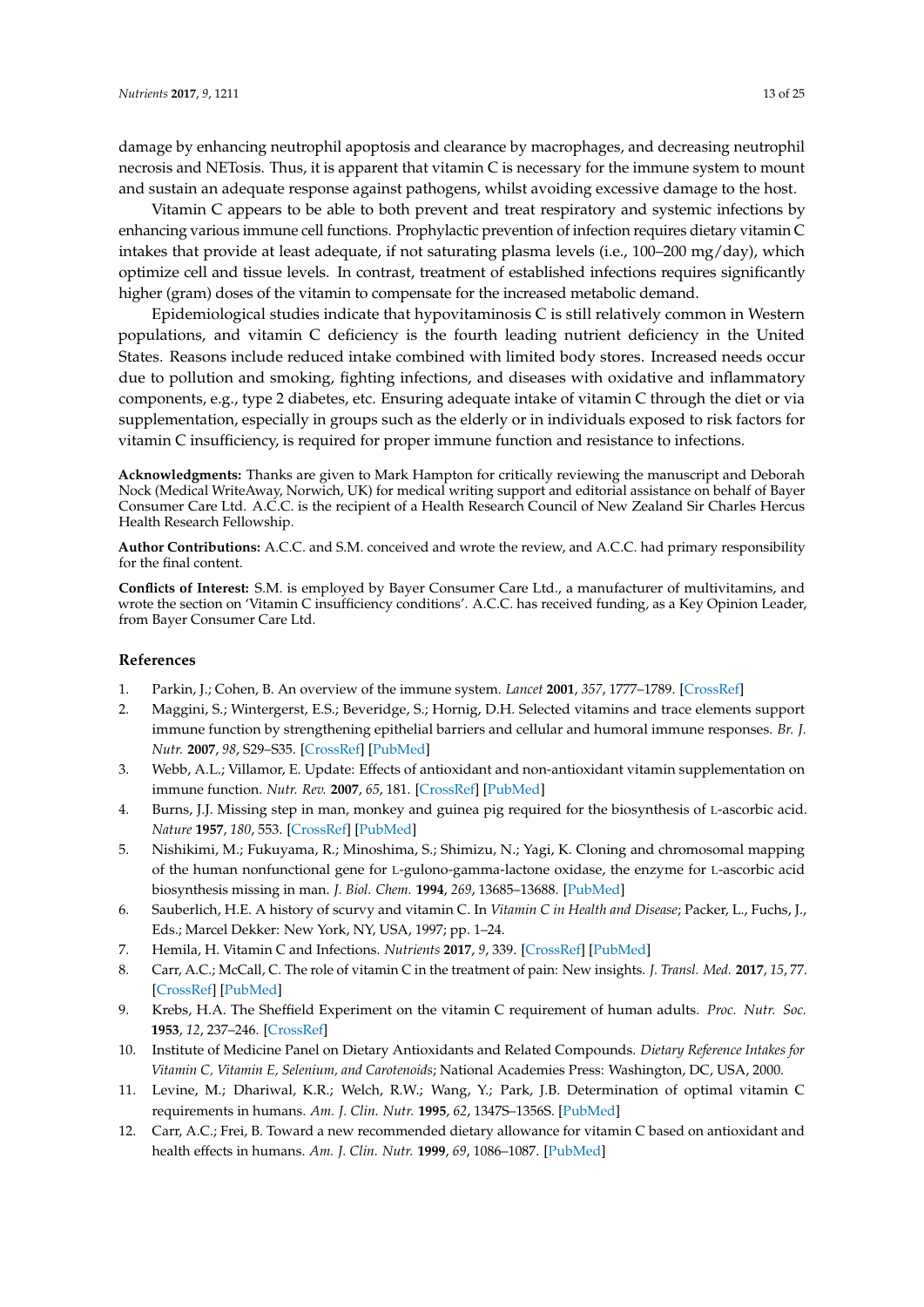damage by enhancing neutrophil apoptosis and clearance by macrophages, and decreasing neutrophil necrosis and NETosis. Thus, it is apparent that vitamin C is necessary for the immune system to mount and sustain an adequate response against pathogens, whilst avoiding excessive damage to the host.

Vitamin C appears to be able to both prevent and treat respiratory and systemic infections by enhancing various immune cell functions. Prophylactic prevention of infection requires dietary vitamin C intakes that provide at least adequate, if not saturating plasma levels (i.e., 100–200 mg/day), which optimize cell and tissue levels. In contrast, treatment of established infections requires significantly higher (gram) doses of the vitamin to compensate for the increased metabolic demand.

Epidemiological studies indicate that hypovitaminosis C is still relatively common in Western populations, and vitamin C deficiency is the fourth leading nutrient deficiency in the United States. Reasons include reduced intake combined with limited body stores. Increased needs occur due to pollution and smoking, fighting infections, and diseases with oxidative and inflammatory components, e.g., type 2 diabetes, etc. Ensuring adequate intake of vitamin C through the diet or via supplementation, especially in groups such as the elderly or in individuals exposed to risk factors for vitamin C insufficiency, is required for proper immune function and resistance to infections.

**Acknowledgments:** Thanks are given to Mark Hampton for critically reviewing the manuscript and Deborah Nock (Medical WriteAway, Norwich, UK) for medical writing support and editorial assistance on behalf of Bayer Consumer Care Ltd. A.C.C. is the recipient of a Health Research Council of New Zealand Sir Charles Hercus Health Research Fellowship.

**Author Contributions:** A.C.C. and S.M. conceived and wrote the review, and A.C.C. had primary responsibility for the final content.

**Conflicts of Interest:** S.M. is employed by Bayer Consumer Care Ltd., a manufacturer of multivitamins, and wrote the section on 'Vitamin C insufficiency conditions'. A.C.C. has received funding, as a Key Opinion Leader, from Bayer Consumer Care Ltd.

## References

1. Parkin, J.; Cohen, B. An overview of the immune system. *Lancet* **2001**, *357*, 1777–1789. [CrossRef]
2. Maggini, S.; Wintergerst, E.S.; Beveridge, S.; Hornig, D.H. Selected vitamins and trace elements support immune function by strengthening epithelial barriers and cellular and humoral immune responses. *Br. J. Nutr.* **2007**, *98*, S29–S35. [CrossRef] [PubMed]
3. Webb, A.L.; Villamor, E. Update: Effects of antioxidant and non-antioxidant vitamin supplementation on immune function. *Nutr. Rev.* **2007**, *65*, 181. [CrossRef] [PubMed]
4. Burns, J.J. Missing step in man, monkey and guinea pig required for the biosynthesis of L-ascorbic acid. *Nature* **1957**, *180*, 553. [CrossRef] [PubMed]
5. Nishikimi, M.; Fukuyama, R.; Minoshima, S.; Shimizu, N.; Yagi, K. Cloning and chromosomal mapping of the human nonfunctional gene for L-gulono-gamma-lactone oxidase, the enzyme for L-ascorbic acid biosynthesis missing in man. *J. Biol. Chem.* **1994**, *269*, 13685–13688. [PubMed]
6. Sauberlich, H.E. A history of scurvy and vitamin C. In *Vitamin C in Health and Disease*; Packer, L., Fuchs, J., Eds.; Marcel Dekker: New York, NY, USA, 1997; pp. 1–24.
7. Hemila, H. Vitamin C and Infections. *Nutrients* **2017**, *9*, 339. [CrossRef] [PubMed]
8. Carr, A.C.; McCall, C. The role of vitamin C in the treatment of pain: New insights. *J. Transl. Med.* **2017**, *15*, 77. [CrossRef] [PubMed]
9. Krebs, H.A. The Sheffield Experiment on the vitamin C requirement of human adults. *Proc. Nutr. Soc.* **1953**, *12*, 237–246. [CrossRef]
10. Institute of Medicine Panel on Dietary Antioxidants and Related Compounds. *Dietary Reference Intakes for Vitamin C, Vitamin E, Selenium, and Carotenoids*; National Academies Press: Washington, DC, USA, 2000.
11. Levine, M.; Dhariwal, K.R.; Welch, R.W.; Wang, Y.; Park, J.B. Determination of optimal vitamin C requirements in humans. *Am. J. Clin. Nutr.* **1995**, *62*, 1347S–1356S. [PubMed]
12. Carr, A.C.; Frei, B. Toward a new recommended dietary allowance for vitamin C based on antioxidant and health effects in humans. *Am. J. Clin. Nutr.* **1999**, *69*, 1086–1087. [PubMed]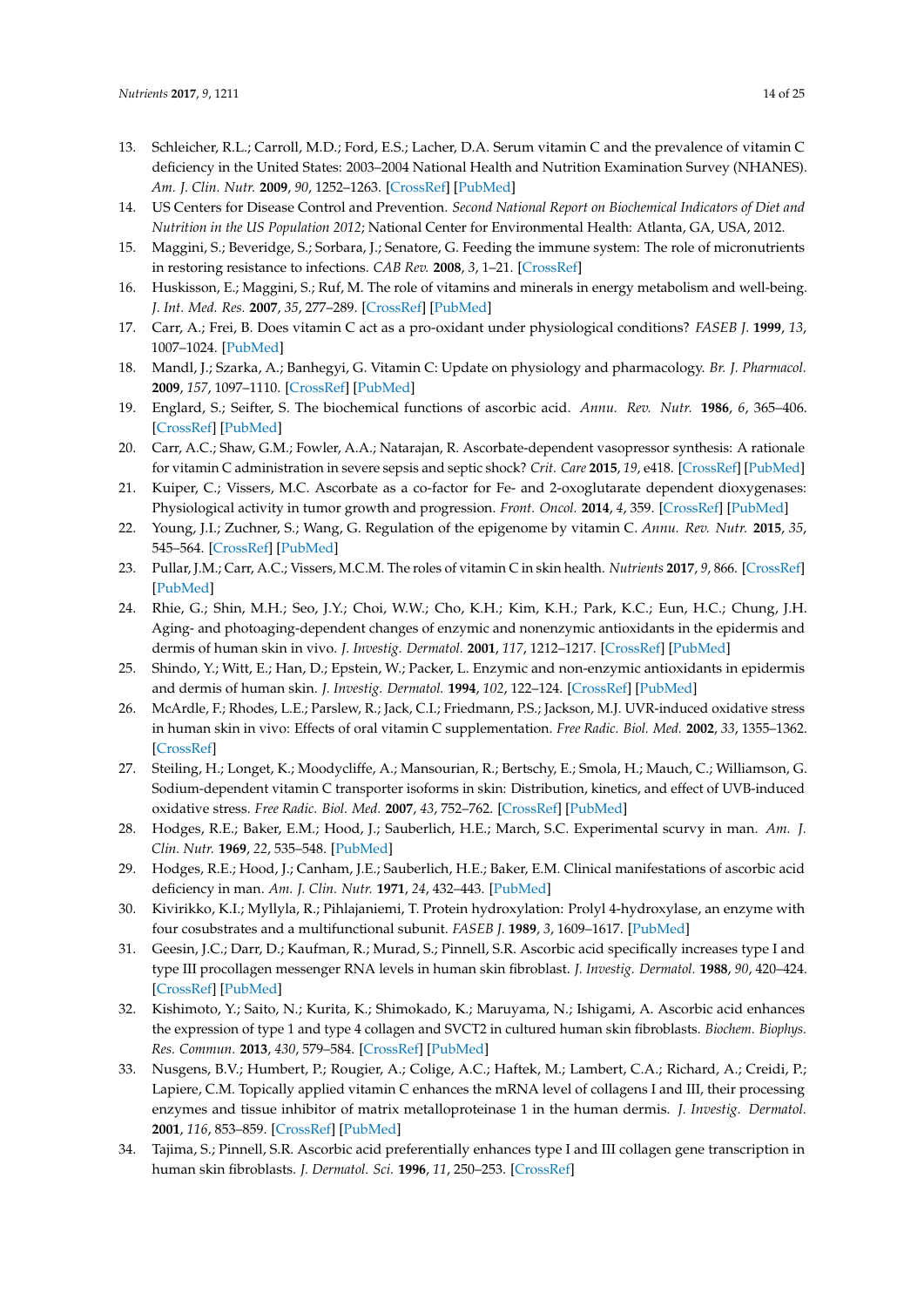13. Schleicher, R.L.; Carroll, M.D.; Ford, E.S.; Lacher, D.A. Serum vitamin C and the prevalence of vitamin C deficiency in the United States: 2003–2004 National Health and Nutrition Examination Survey (NHANES). *Am. J. Clin. Nutr.* **2009**, *90*, 1252–1263. [CrossRef] [PubMed]
14. US Centers for Disease Control and Prevention. *Second National Report on Biochemical Indicators of Diet and Nutrition in the US Population 2012*; National Center for Environmental Health: Atlanta, GA, USA, 2012.
15. Maggini, S.; Beveridge, S.; Sorbara, J.; Senatore, G. Feeding the immune system: The role of micronutrients in restoring resistance to infections. *CAB Rev.* **2008**, *3*, 1–21. [CrossRef]
16. Huskisson, E.; Maggini, S.; Ruf, M. The role of vitamins and minerals in energy metabolism and well-being. *J. Int. Med. Res.* **2007**, *35*, 277–289. [CrossRef] [PubMed]
17. Carr, A.; Frei, B. Does vitamin C act as a pro-oxidant under physiological conditions? *FASEB J.* **1999**, *13*, 1007–1024. [PubMed]
18. Mandl, J.; Szarka, A.; Banhegyi, G. Vitamin C: Update on physiology and pharmacology. *Br. J. Pharmacol.* **2009**, *157*, 1097–1110. [CrossRef] [PubMed]
19. Englard, S.; Seifter, S. The biochemical functions of ascorbic acid. *Annu. Rev. Nutr.* **1986**, *6*, 365–406. [CrossRef] [PubMed]
20. Carr, A.C.; Shaw, G.M.; Fowler, A.A.; Natarajan, R. Ascorbate-dependent vasopressor synthesis: A rationale for vitamin C administration in severe sepsis and septic shock? *Crit. Care* **2015**, *19*, e418. [CrossRef] [PubMed]
21. Kuiper, C.; Vissers, M.C. Ascorbate as a co-factor for Fe- and 2-oxoglutarate dependent dioxygenases: Physiological activity in tumor growth and progression. *Front. Oncol.* **2014**, *4*, 359. [CrossRef] [PubMed]
22. Young, J.I.; Zuchner, S.; Wang, G. Regulation of the epigenome by vitamin C. *Annu. Rev. Nutr.* **2015**, *35*, 545–564. [CrossRef] [PubMed]
23. Pullar, J.M.; Carr, A.C.; Vissers, M.C.M. The roles of vitamin C in skin health. *Nutrients* **2017**, *9*, 866. [CrossRef] [PubMed]
24. Rhie, G.; Shin, M.H.; Seo, J.Y.; Choi, W.W.; Cho, K.H.; Kim, K.H.; Park, K.C.; Eun, H.C.; Chung, J.H. Aging- and photoaging-dependent changes of enzymic and nonenzymic antioxidants in the epidermis and dermis of human skin in vivo. *J. Investig. Dermatol.* **2001**, *117*, 1212–1217. [CrossRef] [PubMed]
25. Shindo, Y.; Witt, E.; Han, D.; Epstein, W.; Packer, L. Enzymic and non-enzymic antioxidants in epidermis and dermis of human skin. *J. Investig. Dermatol.* **1994**, *102*, 122–124. [CrossRef] [PubMed]
26. McArdle, F.; Rhodes, L.E.; Parslew, R.; Jack, C.I.; Friedmann, P.S.; Jackson, M.J. UVR-induced oxidative stress in human skin in vivo: Effects of oral vitamin C supplementation. *Free Radic. Biol. Med.* **2002**, *33*, 1355–1362. [CrossRef]
27. Steiling, H.; Longet, K.; Moodycliffe, A.; Mansourian, R.; Bertschy, E.; Smola, H.; Mauch, C.; Williamson, G. Sodium-dependent vitamin C transporter isoforms in skin: Distribution, kinetics, and effect of UVB-induced oxidative stress. *Free Radic. Biol. Med.* **2007**, *43*, 752–762. [CrossRef] [PubMed]
28. Hodges, R.E.; Baker, E.M.; Hood, J.; Sauberlich, H.E.; March, S.C. Experimental scurvy in man. *Am. J. Clin. Nutr.* **1969**, *22*, 535–548. [PubMed]
29. Hodges, R.E.; Hood, J.; Canham, J.E.; Sauberlich, H.E.; Baker, E.M. Clinical manifestations of ascorbic acid deficiency in man. *Am. J. Clin. Nutr.* **1971**, *24*, 432–443. [PubMed]
30. Kivirikko, K.I.; Myllyla, R.; Pihlajaniemi, T. Protein hydroxylation: Prolyl 4-hydroxylase, an enzyme with four cosubstrates and a multifunctional subunit. *FASEB J.* **1989**, *3*, 1609–1617. [PubMed]
31. Geesin, J.C.; Darr, D.; Kaufman, R.; Murad, S.; Pinnell, S.R. Ascorbic acid specifically increases type I and type III procollagen messenger RNA levels in human skin fibroblast. *J. Investig. Dermatol.* **1988**, *90*, 420–424. [CrossRef] [PubMed]
32. Kishimoto, Y.; Saito, N.; Kurita, K.; Shimokado, K.; Maruyama, N.; Ishigami, A. Ascorbic acid enhances the expression of type 1 and type 4 collagen and SVCT2 in cultured human skin fibroblasts. *Biochem. Biophys. Res. Commun.* **2013**, *430*, 579–584. [CrossRef] [PubMed]
33. Nusgens, B.V.; Humbert, P.; Rougier, A.; Colige, A.C.; Haftek, M.; Lambert, C.A.; Richard, A.; Creidi, P.; Lapiere, C.M. Topically applied vitamin C enhances the mRNA level of collagens I and III, their processing enzymes and tissue inhibitor of matrix metalloproteinase 1 in the human dermis. *J. Investig. Dermatol.* **2001**, *116*, 853–859. [CrossRef] [PubMed]
34. Tajima, S.; Pinnell, S.R. Ascorbic acid preferentially enhances type I and III collagen gene transcription in human skin fibroblasts. *J. Dermatol. Sci.* **1996**, *11*, 250–253. [CrossRef]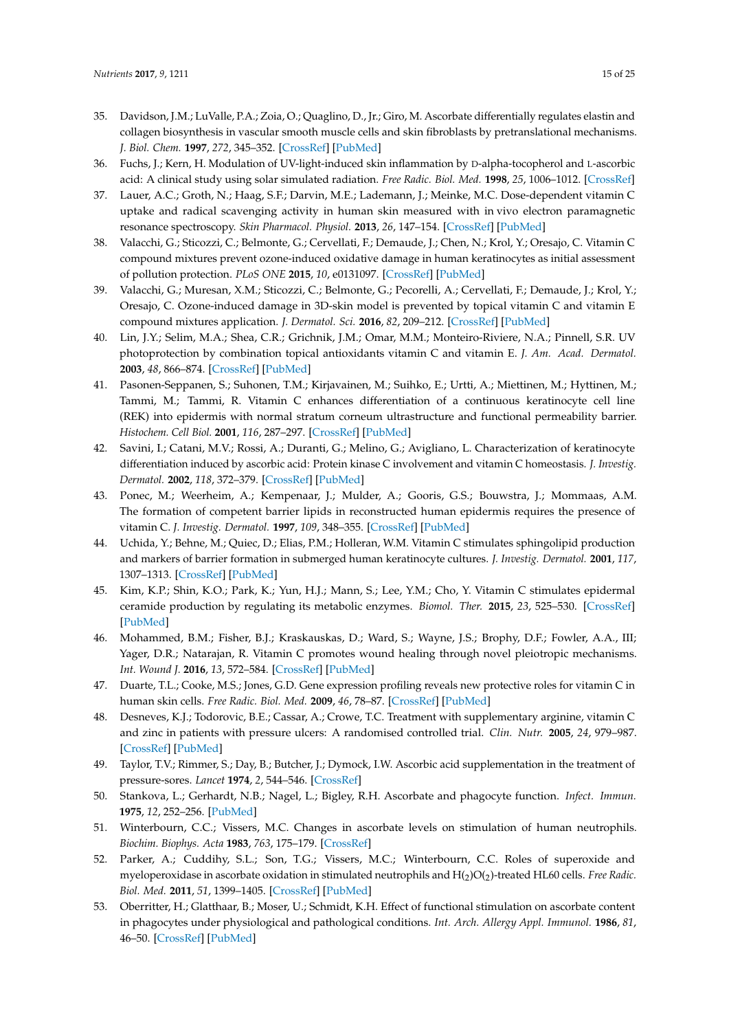35. Davidson, J.M.; LuValle, P.A.; Zoia, O.; Quaglino, D., Jr.; Giro, M. Ascorbate differentially regulates elastin and collagen biosynthesis in vascular smooth muscle cells and skin fibroblasts by pretranslational mechanisms. *J. Biol. Chem.* **1997**, *272*, 345–352. [CrossRef] [PubMed]
36. Fuchs, J.; Kern, H. Modulation of UV-light-induced skin inflammation by D-alpha-tocopherol and L-ascorbic acid: A clinical study using solar simulated radiation. *Free Radic. Biol. Med.* **1998**, *25*, 1006–1012. [CrossRef]
37. Lauer, A.C.; Groth, N.; Haag, S.F.; Darvin, M.E.; Lademann, J.; Meinke, M.C. Dose-dependent vitamin C uptake and radical scavenging activity in human skin measured with in vivo electron paramagnetic resonance spectroscopy. *Skin Pharmacol. Physiol.* **2013**, *26*, 147–154. [CrossRef] [PubMed]
38. Valacchi, G.; Sticozzi, C.; Belmonte, G.; Cervellati, F.; Demaude, J.; Chen, N.; Krol, Y.; Oresajo, C. Vitamin C compound mixtures prevent ozone-induced oxidative damage in human keratinocytes as initial assessment of pollution protection. *PLoS ONE* **2015**, *10*, e0131097. [CrossRef] [PubMed]
39. Valacchi, G.; Muresan, X.M.; Sticozzi, C.; Belmonte, G.; Pecorelli, A.; Cervellati, F.; Demaude, J.; Krol, Y.; Oresajo, C. Ozone-induced damage in 3D-skin model is prevented by topical vitamin C and vitamin E compound mixtures application. *J. Dermatol. Sci.* **2016**, *82*, 209–212. [CrossRef] [PubMed]
40. Lin, J.Y.; Selim, M.A.; Shea, C.R.; Grichnik, J.M.; Omar, M.M.; Monteiro-Riviere, N.A.; Pinnell, S.R. UV photoprotection by combination topical antioxidants vitamin C and vitamin E. *J. Am. Acad. Dermatol.* **2003**, *48*, 866–874. [CrossRef] [PubMed]
41. Pasonen-Seppanen, S.; Suhonen, T.M.; Kirjavainen, M.; Suihko, E.; Urtti, A.; Miettinen, M.; Hyttinen, M.; Tammi, M.; Tammi, R. Vitamin C enhances differentiation of a continuous keratinocyte cell line (REK) into epidermis with normal stratum corneum ultrastructure and functional permeability barrier. *Histochem. Cell Biol.* **2001**, *116*, 287–297. [CrossRef] [PubMed]
42. Savini, I.; Catani, M.V.; Rossi, A.; Duranti, G.; Melino, G.; Avigliano, L. Characterization of keratinocyte differentiation induced by ascorbic acid: Protein kinase C involvement and vitamin C homeostasis. *J. Investig. Dermatol.* **2002**, *118*, 372–379. [CrossRef] [PubMed]
43. Ponec, M.; Weerheim, A.; Kempenaar, J.; Mulder, A.; Gooris, G.S.; Bouwstra, J.; Mommaas, A.M. The formation of competent barrier lipids in reconstructed human epidermis requires the presence of vitamin C. *J. Investig. Dermatol.* **1997**, *109*, 348–355. [CrossRef] [PubMed]
44. Uchida, Y.; Behne, M.; Quiec, D.; Elias, P.M.; Holleran, W.M. Vitamin C stimulates sphingolipid production and markers of barrier formation in submerged human keratinocyte cultures. *J. Investig. Dermatol.* **2001**, *117*, 1307–1313. [CrossRef] [PubMed]
45. Kim, K.P.; Shin, K.O.; Park, K.; Yun, H.J.; Mann, S.; Lee, Y.M.; Cho, Y. Vitamin C stimulates epidermal ceramide production by regulating its metabolic enzymes. *Biomol. Ther.* **2015**, *23*, 525–530. [CrossRef] [PubMed]
46. Mohammed, B.M.; Fisher, B.J.; Kraskauskas, D.; Ward, S.; Wayne, J.S.; Brophy, D.F.; Fowler, A.A., III; Yager, D.R.; Natarajan, R. Vitamin C promotes wound healing through novel pleiotropic mechanisms. *Int. Wound J.* **2016**, *13*, 572–584. [CrossRef] [PubMed]
47. Duarte, T.L.; Cooke, M.S.; Jones, G.D. Gene expression profiling reveals new protective roles for vitamin C in human skin cells. *Free Radic. Biol. Med.* **2009**, *46*, 78–87. [CrossRef] [PubMed]
48. Desneves, K.J.; Todorovic, B.E.; Cassar, A.; Crowe, T.C. Treatment with supplementary arginine, vitamin C and zinc in patients with pressure ulcers: A randomised controlled trial. *Clin. Nutr.* **2005**, *24*, 979–987. [CrossRef] [PubMed]
49. Taylor, T.V.; Rimmer, S.; Day, B.; Butcher, J.; Dymock, I.W. Ascorbic acid supplementation in the treatment of pressure-sores. *Lancet* **1974**, *2*, 544–546. [CrossRef]
50. Stankova, L.; Gerhardt, N.B.; Nagel, L.; Bigley, R.H. Ascorbate and phagocyte function. *Infect. Immun.* **1975**, *12*, 252–256. [PubMed]
51. Winterbourn, C.C.; Vissers, M.C. Changes in ascorbate levels on stimulation of human neutrophils. *Biochim. Biophys. Acta* **1983**, *763*, 175–179. [CrossRef]
52. Parker, A.; Cuddihy, S.L.; Son, T.G.; Vissers, M.C.; Winterbourn, C.C. Roles of superoxide and myeloperoxidase in ascorbate oxidation in stimulated neutrophils and $H_{(2)}O_{(2)}$-treated HL60 cells. *Free Radic. Biol. Med.* **2011**, *51*, 1399–1405. [CrossRef] [PubMed]
53. Oberritter, H.; Glatthaar, B.; Moser, U.; Schmidt, K.H. Effect of functional stimulation on ascorbate content in phagocytes under physiological and pathological conditions. *Int. Arch. Allergy Appl. Immunol.* **1986**, *81*, 46–50. [CrossRef] [PubMed]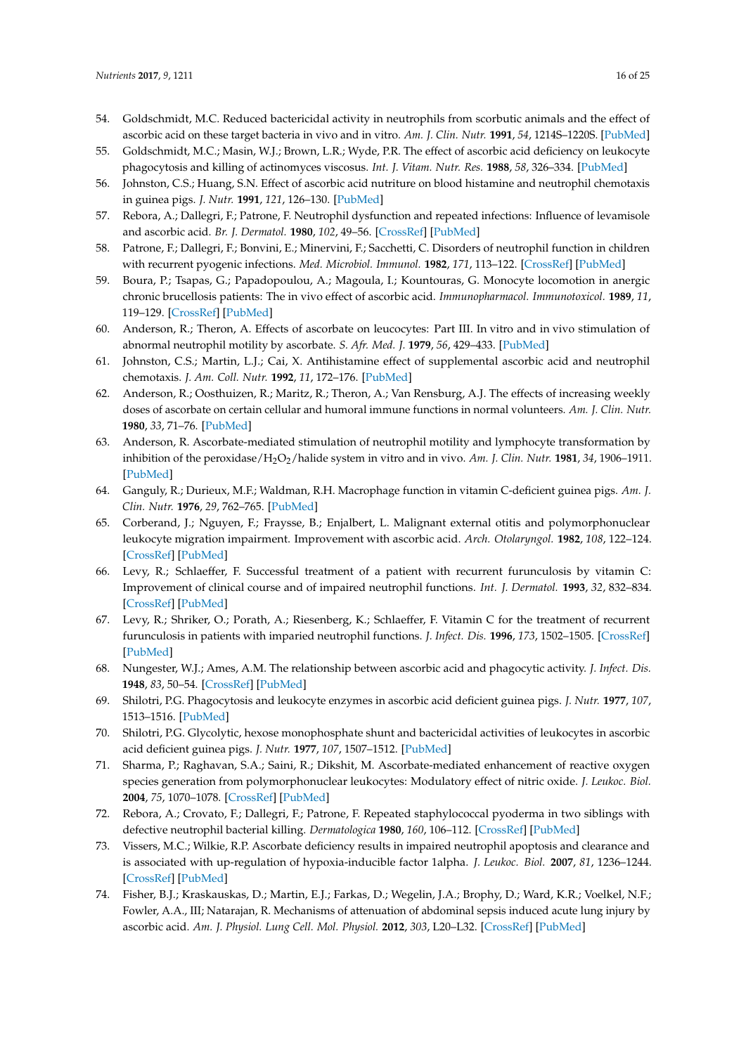54. Goldschmidt, M.C. Reduced bactericidal activity in neutrophils from scorbutic animals and the effect of ascorbic acid on these target bacteria in vivo and in vitro. *Am. J. Clin. Nutr.* **1991**, *54*, 1214S–1220S. [PubMed]
55. Goldschmidt, M.C.; Masin, W.J.; Brown, L.R.; Wyde, P.R. The effect of ascorbic acid deficiency on leukocyte phagocytosis and killing of actinomyces viscosus. *Int. J. Vitam. Nutr. Res.* **1988**, *58*, 326–334. [PubMed]
56. Johnston, C.S.; Huang, S.N. Effect of ascorbic acid nutriture on blood histamine and neutrophil chemotaxis in guinea pigs. *J. Nutr.* **1991**, *121*, 126–130. [PubMed]
57. Rebora, A.; Dallegri, F.; Patrone, F. Neutrophil dysfunction and repeated infections: Influence of levamisole and ascorbic acid. *Br. J. Dermatol.* **1980**, *102*, 49–56. [CrossRef] [PubMed]
58. Patrone, F.; Dallegri, F.; Bonvini, E.; Minervini, F.; Sacchetti, C. Disorders of neutrophil function in children with recurrent pyogenic infections. *Med. Microbiol. Immunol.* **1982**, *171*, 113–122. [CrossRef] [PubMed]
59. Boura, P.; Tsapas, G.; Papadopoulou, A.; Magoula, I.; Kountouras, G. Monocyte locomotion in anergic chronic brucellosis patients: The in vivo effect of ascorbic acid. *Immunopharmacol. Immunotoxicol.* **1989**, *11*, 119–129. [CrossRef] [PubMed]
60. Anderson, R.; Theron, A. Effects of ascorbate on leucocytes: Part III. In vitro and in vivo stimulation of abnormal neutrophil motility by ascorbate. *S. Afr. Med. J.* **1979**, *56*, 429–433. [PubMed]
61. Johnston, C.S.; Martin, L.J.; Cai, X. Antihistamine effect of supplemental ascorbic acid and neutrophil chemotaxis. *J. Am. Coll. Nutr.* **1992**, *11*, 172–176. [PubMed]
62. Anderson, R.; Oosthuizen, R.; Maritz, R.; Theron, A.; Van Rensburg, A.J. The effects of increasing weekly doses of ascorbate on certain cellular and humoral immune functions in normal volunteers. *Am. J. Clin. Nutr.* **1980**, *33*, 71–76. [PubMed]
63. Anderson, R. Ascorbate-mediated stimulation of neutrophil motility and lymphocyte transformation by inhibition of the peroxidase/$H_2O_2$/halide system in vitro and in vivo. *Am. J. Clin. Nutr.* **1981**, *34*, 1906–1911. [PubMed]
64. Ganguly, R.; Durieux, M.F.; Waldman, R.H. Macrophage function in vitamin C-deficient guinea pigs. *Am. J. Clin. Nutr.* **1976**, *29*, 762–765. [PubMed]
65. Corberand, J.; Nguyen, F.; Fraysse, B.; Enjalbert, L. Malignant external otitis and polymorphonuclear leukocyte migration impairment. Improvement with ascorbic acid. *Arch. Otolaryngol.* **1982**, *108*, 122–124. [CrossRef] [PubMed]
66. Levy, R.; Schlaeffer, F. Successful treatment of a patient with recurrent furunculosis by vitamin C: Improvement of clinical course and of impaired neutrophil functions. *Int. J. Dermatol.* **1993**, *32*, 832–834. [CrossRef] [PubMed]
67. Levy, R.; Shriker, O.; Porath, A.; Riesenberg, K.; Schlaeffer, F. Vitamin C for the treatment of recurrent furunculosis in patients with imparied neutrophil functions. *J. Infect. Dis.* **1996**, *173*, 1502–1505. [CrossRef] [PubMed]
68. Nungester, W.J.; Ames, A.M. The relationship between ascorbic acid and phagocytic activity. *J. Infect. Dis.* **1948**, *83*, 50–54. [CrossRef] [PubMed]
69. Shilotri, P.G. Phagocytosis and leukocyte enzymes in ascorbic acid deficient guinea pigs. *J. Nutr.* **1977**, *107*, 1513–1516. [PubMed]
70. Shilotri, P.G. Glycolytic, hexose monophosphate shunt and bactericidal activities of leukocytes in ascorbic acid deficient guinea pigs. *J. Nutr.* **1977**, *107*, 1507–1512. [PubMed]
71. Sharma, P.; Raghavan, S.A.; Saini, R.; Dikshit, M. Ascorbate-mediated enhancement of reactive oxygen species generation from polymorphonuclear leukocytes: Modulatory effect of nitric oxide. *J. Leukoc. Biol.* **2004**, *75*, 1070–1078. [CrossRef] [PubMed]
72. Rebora, A.; Crovato, F.; Dallegri, F.; Patrone, F. Repeated staphylococcal pyoderma in two siblings with defective neutrophil bacterial killing. *Dermatologica* **1980**, *160*, 106–112. [CrossRef] [PubMed]
73. Vissers, M.C.; Wilkie, R.P. Ascorbate deficiency results in impaired neutrophil apoptosis and clearance and is associated with up-regulation of hypoxia-inducible factor 1alpha. *J. Leukoc. Biol.* **2007**, *81*, 1236–1244. [CrossRef] [PubMed]
74. Fisher, B.J.; Kraskauskas, D.; Martin, E.J.; Farkas, D.; Wegelin, J.A.; Brophy, D.; Ward, K.R.; Voelkel, N.F.; Fowler, A.A., III; Natarajan, R. Mechanisms of attenuation of abdominal sepsis induced acute lung injury by ascorbic acid. *Am. J. Physiol. Lung Cell. Mol. Physiol.* **2012**, *303*, L20–L32. [CrossRef] [PubMed]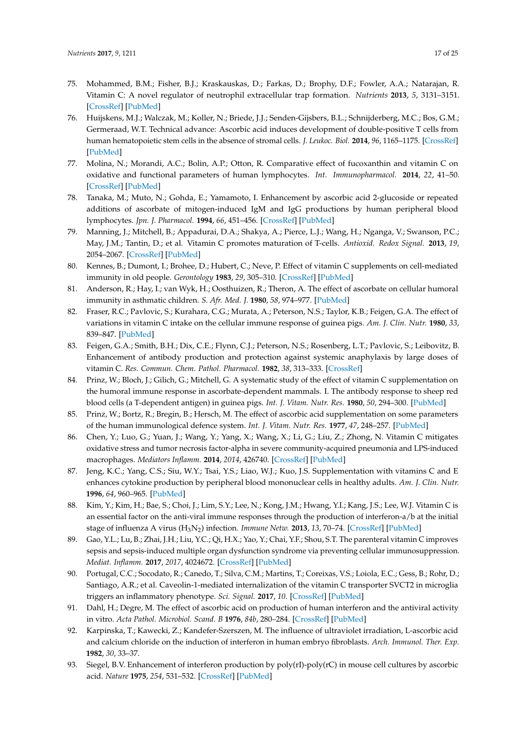75. Mohammed, B.M.; Fisher, B.J.; Kraskauskas, D.; Farkas, D.; Brophy, D.F.; Fowler, A.A.; Natarajan, R. Vitamin C: A novel regulator of neutrophil extracellular trap formation. *Nutrients* **2013**, *5*, 3131–3151. [CrossRef] [PubMed]
76. Huijskens, M.J.; Walczak, M.; Koller, N.; Briede, J.J.; Senden-Gijsbers, B.L.; Schnijderberg, M.C.; Bos, G.M.; Germeraad, W.T. Technical advance: Ascorbic acid induces development of double-positive T cells from human hematopoietic stem cells in the absence of stromal cells. *J. Leukoc. Biol.* **2014**, *96*, 1165–1175. [CrossRef] [PubMed]
77. Molina, N.; Morandi, A.C.; Bolin, A.P.; Otton, R. Comparative effect of fucoxanthin and vitamin C on oxidative and functional parameters of human lymphocytes. *Int. Immunopharmacol.* **2014**, *22*, 41–50. [CrossRef] [PubMed]
78. Tanaka, M.; Muto, N.; Gohda, E.; Yamamoto, I. Enhancement by ascorbic acid 2-glucoside or repeated additions of ascorbate of mitogen-induced IgM and IgG productions by human peripheral blood lymphocytes. *Jpn. J. Pharmacol.* **1994**, *66*, 451–456. [CrossRef] [PubMed]
79. Manning, J.; Mitchell, B.; Appadurai, D.A.; Shakya, A.; Pierce, L.J.; Wang, H.; Nganga, V.; Swanson, P.C.; May, J.M.; Tantin, D.; et al. Vitamin C promotes maturation of T-cells. *Antioxid. Redox Signal.* **2013**, *19*, 2054–2067. [CrossRef] [PubMed]
80. Kennes, B.; Dumont, I.; Brohee, D.; Hubert, C.; Neve, P. Effect of vitamin C supplements on cell-mediated immunity in old people. *Gerontology* **1983**, *29*, 305–310. [CrossRef] [PubMed]
81. Anderson, R.; Hay, I.; van Wyk, H.; Oosthuizen, R.; Theron, A. The effect of ascorbate on cellular humoral immunity in asthmatic children. *S. Afr. Med. J.* **1980**, *58*, 974–977. [PubMed]
82. Fraser, R.C.; Pavlovic, S.; Kurahara, C.G.; Murata, A.; Peterson, N.S.; Taylor, K.B.; Feigen, G.A. The effect of variations in vitamin C intake on the cellular immune response of guinea pigs. *Am. J. Clin. Nutr.* **1980**, *33*, 839–847. [PubMed]
83. Feigen, G.A.; Smith, B.H.; Dix, C.E.; Flynn, C.J.; Peterson, N.S.; Rosenberg, L.T.; Pavlovic, S.; Leibovitz, B. Enhancement of antibody production and protection against systemic anaphylaxis by large doses of vitamin C. *Res. Commun. Chem. Pathol. Pharmacol.* **1982**, *38*, 313–333. [CrossRef]
84. Prinz, W.; Bloch, J.; Gilich, G.; Mitchell, G. A systematic study of the effect of vitamin C supplementation on the humoral immune response in ascorbate-dependent mammals. I. The antibody response to sheep red blood cells (a T-dependent antigen) in guinea pigs. *Int. J. Vitam. Nutr. Res.* **1980**, *50*, 294–300. [PubMed]
85. Prinz, W.; Bortz, R.; Bregin, B.; Hersch, M. The effect of ascorbic acid supplementation on some parameters of the human immunological defence system. *Int. J. Vitam. Nutr. Res.* **1977**, *47*, 248–257. [PubMed]
86. Chen, Y.; Luo, G.; Yuan, J.; Wang, Y.; Yang, X.; Wang, X.; Li, G.; Liu, Z.; Zhong, N. Vitamin C mitigates oxidative stress and tumor necrosis factor-alpha in severe community-acquired pneumonia and LPS-induced macrophages. *Mediators Inflamm.* **2014**, *2014*, 426740. [CrossRef] [PubMed]
87. Jeng, K.C.; Yang, C.S.; Siu, W.Y.; Tsai, Y.S.; Liao, W.J.; Kuo, J.S. Supplementation with vitamins C and E enhances cytokine production by peripheral blood mononuclear cells in healthy adults. *Am. J. Clin. Nutr.* **1996**, *64*, 960–965. [PubMed]
88. Kim, Y.; Kim, H.; Bae, S.; Choi, J.; Lim, S.Y.; Lee, N.; Kong, J.M.; Hwang, Y.I.; Kang, J.S.; Lee, W.J. Vitamin C is an essential factor on the anti-viral immune responses through the production of interferon-a/b at the initial stage of influenza A virus ($H_3N_2$) infection. *Immune Netw.* **2013**, *13*, 70–74. [CrossRef] [PubMed]
89. Gao, Y.L.; Lu, B.; Zhai, J.H.; Liu, Y.C.; Qi, H.X.; Yao, Y.; Chai, Y.F.; Shou, S.T. The parenteral vitamin C improves sepsis and sepsis-induced multiple organ dysfunction syndrome via preventing cellular immunosuppression. *Mediat. Inflamm.* **2017**, *2017*, 4024672. [CrossRef] [PubMed]
90. Portugal, C.C.; Socodato, R.; Canedo, T.; Silva, C.M.; Martins, T.; Coreixas, V.S.; Loiola, E.C.; Gess, B.; Rohr, D.; Santiago, A.R.; et al. Caveolin-1-mediated internalization of the vitamin C transporter SVCT2 in microglia triggers an inflammatory phenotype. *Sci. Signal.* **2017**, *10*. [CrossRef] [PubMed]
91. Dahl, H.; Degre, M. The effect of ascorbic acid on production of human interferon and the antiviral activity in vitro. *Acta Pathol. Microbiol. Scand. B* **1976**, *84b*, 280–284. [CrossRef] [PubMed]
92. Karpinska, T.; Kawecki, Z.; Kandefer-Szerszen, M. The influence of ultraviolet irradiation, L-ascorbic acid and calcium chloride on the induction of interferon in human embryo fibroblasts. *Arch. Immunol. Ther. Exp.* **1982**, *30*, 33–37.
93. Siegel, B.V. Enhancement of interferon production by poly(rI)-poly(rC) in mouse cell cultures by ascorbic acid. *Nature* **1975**, *254*, 531–532. [CrossRef] [PubMed]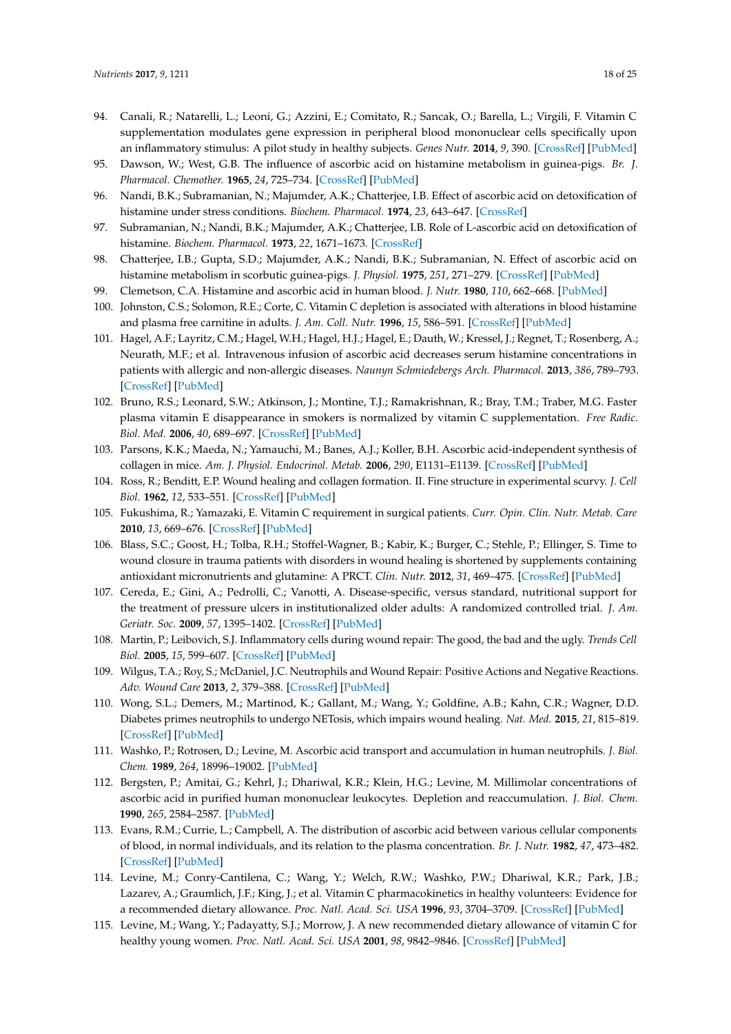94. Canali, R.; Natarelli, L.; Leoni, G.; Azzini, E.; Comitato, R.; Sancak, O.; Barella, L.; Virgili, F. Vitamin C supplementation modulates gene expression in peripheral blood mononuclear cells specifically upon an inflammatory stimulus: A pilot study in healthy subjects. *Genes Nutr.* **2014**, *9*, 390. [CrossRef] [PubMed]
95. Dawson, W.; West, G.B. The influence of ascorbic acid on histamine metabolism in guinea-pigs. *Br. J. Pharmacol. Chemother.* **1965**, *24*, 725–734. [CrossRef] [PubMed]
96. Nandi, B.K.; Subramanian, N.; Majumder, A.K.; Chatterjee, I.B. Effect of ascorbic acid on detoxification of histamine under stress conditions. *Biochem. Pharmacol.* **1974**, *23*, 643–647. [CrossRef]
97. Subramanian, N.; Nandi, B.K.; Majumder, A.K.; Chatterjee, I.B. Role of L-ascorbic acid on detoxification of histamine. *Biochem. Pharmacol.* **1973**, *22*, 1671–1673. [CrossRef]
98. Chatterjee, I.B.; Gupta, S.D.; Majumder, A.K.; Nandi, B.K.; Subramanian, N. Effect of ascorbic acid on histamine metabolism in scorbutic guinea-pigs. *J. Physiol.* **1975**, *251*, 271–279. [CrossRef] [PubMed]
99. Clemetson, C.A. Histamine and ascorbic acid in human blood. *J. Nutr.* **1980**, *110*, 662–668. [PubMed]
100. Johnston, C.S.; Solomon, R.E.; Corte, C. Vitamin C depletion is associated with alterations in blood histamine and plasma free carnitine in adults. *J. Am. Coll. Nutr.* **1996**, *15*, 586–591. [CrossRef] [PubMed]
101. Hagel, A.F.; Layritz, C.M.; Hagel, W.H.; Hagel, H.J.; Hagel, E.; Dauth, W.; Kressel, J.; Regnet, T.; Rosenberg, A.; Neurath, M.F.; et al. Intravenous infusion of ascorbic acid decreases serum histamine concentrations in patients with allergic and non-allergic diseases. *Naunyn Schmiedebergs Arch. Pharmacol.* **2013**, *386*, 789–793. [CrossRef] [PubMed]
102. Bruno, R.S.; Leonard, S.W.; Atkinson, J.; Montine, T.J.; Ramakrishnan, R.; Bray, T.M.; Traber, M.G. Faster plasma vitamin E disappearance in smokers is normalized by vitamin C supplementation. *Free Radic. Biol. Med.* **2006**, *40*, 689–697. [CrossRef] [PubMed]
103. Parsons, K.K.; Maeda, N.; Yamauchi, M.; Banes, A.J.; Koller, B.H. Ascorbic acid-independent synthesis of collagen in mice. *Am. J. Physiol. Endocrinol. Metab.* **2006**, *290*, E1131–E1139. [CrossRef] [PubMed]
104. Ross, R.; Benditt, E.P. Wound healing and collagen formation. II. Fine structure in experimental scurvy. *J. Cell Biol.* **1962**, *12*, 533–551. [CrossRef] [PubMed]
105. Fukushima, R.; Yamazaki, E. Vitamin C requirement in surgical patients. *Curr. Opin. Clin. Nutr. Metab. Care* **2010**, *13*, 669–676. [CrossRef] [PubMed]
106. Blass, S.C.; Goost, H.; Tolba, R.H.; Stoffel-Wagner, B.; Kabir, K.; Burger, C.; Stehle, P.; Ellinger, S. Time to wound closure in trauma patients with disorders in wound healing is shortened by supplements containing antioxidant micronutrients and glutamine: A PRCT. *Clin. Nutr.* **2012**, *31*, 469–475. [CrossRef] [PubMed]
107. Cereda, E.; Gini, A.; Pedrolli, C.; Vanotti, A. Disease-specific, versus standard, nutritional support for the treatment of pressure ulcers in institutionalized older adults: A randomized controlled trial. *J. Am. Geriatr. Soc.* **2009**, *57*, 1395–1402. [CrossRef] [PubMed]
108. Martin, P.; Leibovich, S.J. Inflammatory cells during wound repair: The good, the bad and the ugly. *Trends Cell Biol.* **2005**, *15*, 599–607. [CrossRef] [PubMed]
109. Wilgus, T.A.; Roy, S.; McDaniel, J.C. Neutrophils and Wound Repair: Positive Actions and Negative Reactions. *Adv. Wound Care* **2013**, *2*, 379–388. [CrossRef] [PubMed]
110. Wong, S.L.; Demers, M.; Martinod, K.; Gallant, M.; Wang, Y.; Goldfine, A.B.; Kahn, C.R.; Wagner, D.D. Diabetes primes neutrophils to undergo NETosis, which impairs wound healing. *Nat. Med.* **2015**, *21*, 815–819. [CrossRef] [PubMed]
111. Washko, P.; Rotrosen, D.; Levine, M. Ascorbic acid transport and accumulation in human neutrophils. *J. Biol. Chem.* **1989**, *264*, 18996–19002. [PubMed]
112. Bergsten, P.; Amitai, G.; Kehrl, J.; Dhariwal, K.R.; Klein, H.G.; Levine, M. Millimolar concentrations of ascorbic acid in purified human mononuclear leukocytes. Depletion and reaccumulation. *J. Biol. Chem.* **1990**, *265*, 2584–2587. [PubMed]
113. Evans, R.M.; Currie, L.; Campbell, A. The distribution of ascorbic acid between various cellular components of blood, in normal individuals, and its relation to the plasma concentration. *Br. J. Nutr.* **1982**, *47*, 473–482. [CrossRef] [PubMed]
114. Levine, M.; Conry-Cantilena, C.; Wang, Y.; Welch, R.W.; Washko, P.W.; Dhariwal, K.R.; Park, J.B.; Lazarev, A.; Graumlich, J.F.; King, J.; et al. Vitamin C pharmacokinetics in healthy volunteers: Evidence for a recommended dietary allowance. *Proc. Natl. Acad. Sci. USA* **1996**, *93*, 3704–3709. [CrossRef] [PubMed]
115. Levine, M.; Wang, Y.; Padayatty, S.J.; Morrow, J. A new recommended dietary allowance of vitamin C for healthy young women. *Proc. Natl. Acad. Sci. USA* **2001**, *98*, 9842–9846. [CrossRef] [PubMed]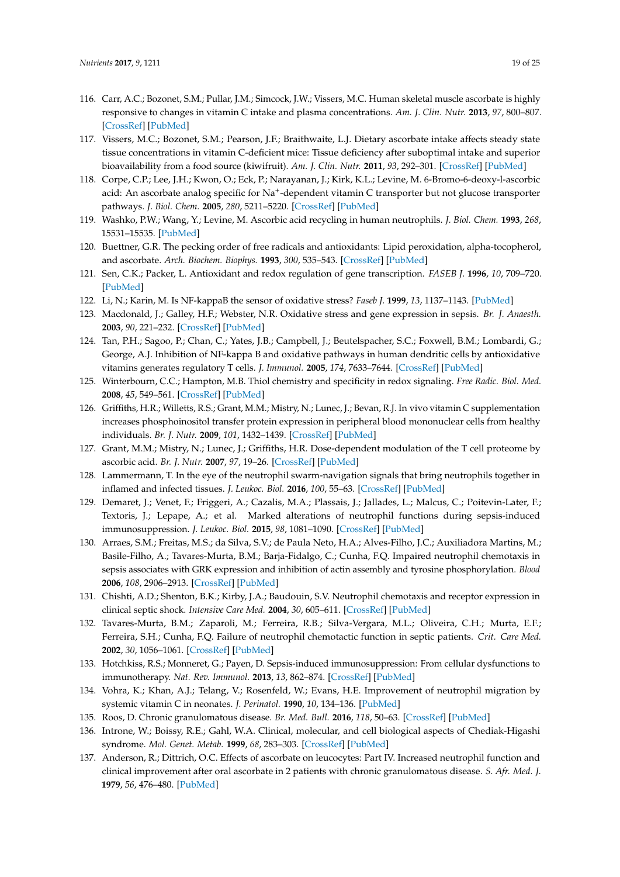116. Carr, A.C.; Bozonet, S.M.; Pullar, J.M.; Simcock, J.W.; Vissers, M.C. Human skeletal muscle ascorbate is highly responsive to changes in vitamin C intake and plasma concentrations. *Am. J. Clin. Nutr.* **2013**, *97*, 800–807. [CrossRef] [PubMed]
117. Vissers, M.C.; Bozonet, S.M.; Pearson, J.F.; Braithwaite, L.J. Dietary ascorbate intake affects steady state tissue concentrations in vitamin C-deficient mice: Tissue deficiency after suboptimal intake and superior bioavailability from a food source (kiwifruit). *Am. J. Clin. Nutr.* **2011**, *93*, 292–301. [CrossRef] [PubMed]
118. Corpe, C.P.; Lee, J.H.; Kwon, O.; Eck, P.; Narayanan, J.; Kirk, K.L.; Levine, M. 6-Bromo-6-deoxy-l-ascorbic acid: An ascorbate analog specific for $Na^+$-dependent vitamin C transporter but not glucose transporter pathways. *J. Biol. Chem.* **2005**, *280*, 5211–5220. [CrossRef] [PubMed]
119. Washko, P.W.; Wang, Y.; Levine, M. Ascorbic acid recycling in human neutrophils. *J. Biol. Chem.* **1993**, *268*, 15531–15535. [PubMed]
120. Buettner, G.R. The pecking order of free radicals and antioxidants: Lipid peroxidation, alpha-tocopherol, and ascorbate. *Arch. Biochem. Biophys.* **1993**, *300*, 535–543. [CrossRef] [PubMed]
121. Sen, C.K.; Packer, L. Antioxidant and redox regulation of gene transcription. *FASEB J.* **1996**, *10*, 709–720. [PubMed]
122. Li, N.; Karin, M. Is NF-kappaB the sensor of oxidative stress? *Faseb J.* **1999**, *13*, 1137–1143. [PubMed]
123. Macdonald, J.; Galley, H.F.; Webster, N.R. Oxidative stress and gene expression in sepsis. *Br. J. Anaesth.* **2003**, *90*, 221–232. [CrossRef] [PubMed]
124. Tan, P.H.; Sagoo, P.; Chan, C.; Yates, J.B.; Campbell, J.; Beutelspacher, S.C.; Foxwell, B.M.; Lombardi, G.; George, A.J. Inhibition of NF-kappa B and oxidative pathways in human dendritic cells by antioxidative vitamins generates regulatory T cells. *J. Immunol.* **2005**, *174*, 7633–7644. [CrossRef] [PubMed]
125. Winterbourn, C.C.; Hampton, M.B. Thiol chemistry and specificity in redox signaling. *Free Radic. Biol. Med.* **2008**, *45*, 549–561. [CrossRef] [PubMed]
126. Griffiths, H.R.; Willetts, R.S.; Grant, M.M.; Mistry, N.; Lunec, J.; Bevan, R.J. In vivo vitamin C supplementation increases phosphoinositol transfer protein expression in peripheral blood mononuclear cells from healthy individuals. *Br. J. Nutr.* **2009**, *101*, 1432–1439. [CrossRef] [PubMed]
127. Grant, M.M.; Mistry, N.; Lunec, J.; Griffiths, H.R. Dose-dependent modulation of the T cell proteome by ascorbic acid. *Br. J. Nutr.* **2007**, *97*, 19–26. [CrossRef] [PubMed]
128. Lammermann, T. In the eye of the neutrophil swarm-navigation signals that bring neutrophils together in inflamed and infected tissues. *J. Leukoc. Biol.* **2016**, *100*, 55–63. [CrossRef] [PubMed]
129. Demaret, J.; Venet, F.; Friggeri, A.; Cazalis, M.A.; Plassais, J.; Jallades, L.; Malcus, C.; Poitevin-Later, F.; Textoris, J.; Lepape, A.; et al. Marked alterations of neutrophil functions during sepsis-induced immunosuppression. *J. Leukoc. Biol.* **2015**, *98*, 1081–1090. [CrossRef] [PubMed]
130. Arraes, S.M.; Freitas, M.S.; da Silva, S.V.; de Paula Neto, H.A.; Alves-Filho, J.C.; Auxiliadora Martins, M.; Basile-Filho, A.; Tavares-Murta, B.M.; Barja-Fidalgo, C.; Cunha, F.Q. Impaired neutrophil chemotaxis in sepsis associates with GRK expression and inhibition of actin assembly and tyrosine phosphorylation. *Blood* **2006**, *108*, 2906–2913. [CrossRef] [PubMed]
131. Chishti, A.D.; Shenton, B.K.; Kirby, J.A.; Baudouin, S.V. Neutrophil chemotaxis and receptor expression in clinical septic shock. *Intensive Care Med.* **2004**, *30*, 605–611. [CrossRef] [PubMed]
132. Tavares-Murta, B.M.; Zaparoli, M.; Ferreira, R.B.; Silva-Vergara, M.L.; Oliveira, C.H.; Murta, E.F.; Ferreira, S.H.; Cunha, F.Q. Failure of neutrophil chemotactic function in septic patients. *Crit. Care Med.* **2002**, *30*, 1056–1061. [CrossRef] [PubMed]
133. Hotchkiss, R.S.; Monneret, G.; Payen, D. Sepsis-induced immunosuppression: From cellular dysfunctions to immunotherapy. *Nat. Rev. Immunol.* **2013**, *13*, 862–874. [CrossRef] [PubMed]
134. Vohra, K.; Khan, A.J.; Telang, V.; Rosenfeld, W.; Evans, H.E. Improvement of neutrophil migration by systemic vitamin C in neonates. *J. Perinatol.* **1990**, *10*, 134–136. [PubMed]
135. Roos, D. Chronic granulomatous disease. *Br. Med. Bull.* **2016**, *118*, 50–63. [CrossRef] [PubMed]
136. Introne, W.; Boissy, R.E.; Gahl, W.A. Clinical, molecular, and cell biological aspects of Chediak-Higashi syndrome. *Mol. Genet. Metab.* **1999**, *68*, 283–303. [CrossRef] [PubMed]
137. Anderson, R.; Dittrich, O.C. Effects of ascorbate on leucocytes: Part IV. Increased neutrophil function and clinical improvement after oral ascorbate in 2 patients with chronic granulomatous disease. *S. Afr. Med. J.* **1979**, *56*, 476–480. [PubMed]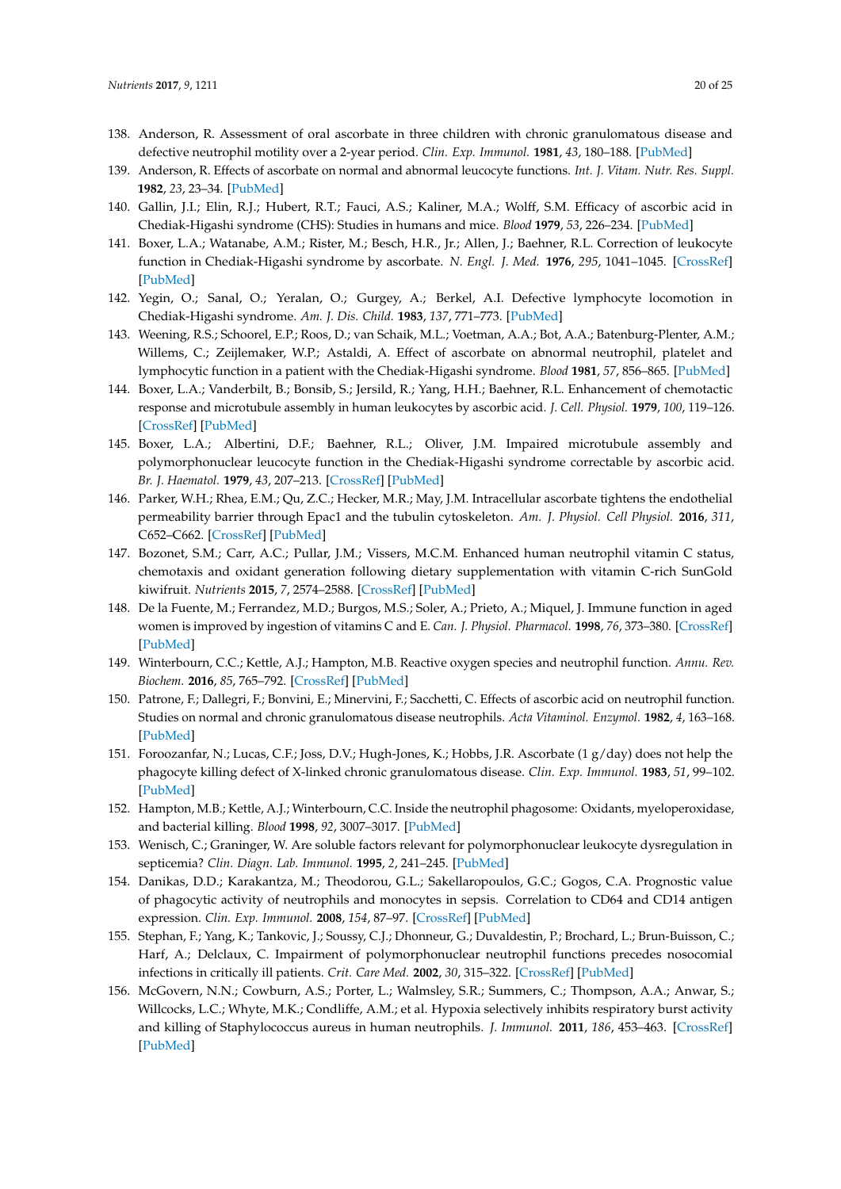138. Anderson, R. Assessment of oral ascorbate in three children with chronic granulomatous disease and defective neutrophil motility over a 2-year period. *Clin. Exp. Immunol.* **1981**, *43*, 180–188. [PubMed]
139. Anderson, R. Effects of ascorbate on normal and abnormal leucocyte functions. *Int. J. Vitam. Nutr. Res. Suppl.* **1982**, *23*, 23–34. [PubMed]
140. Gallin, J.I.; Elin, R.J.; Hubert, R.T.; Fauci, A.S.; Kaliner, M.A.; Wolff, S.M. Efficacy of ascorbic acid in Chediak-Higashi syndrome (CHS): Studies in humans and mice. *Blood* **1979**, *53*, 226–234. [PubMed]
141. Boxer, L.A.; Watanabe, A.M.; Rister, M.; Besch, H.R., Jr.; Allen, J.; Baehner, R.L. Correction of leukocyte function in Chediak-Higashi syndrome by ascorbate. *N. Engl. J. Med.* **1976**, *295*, 1041–1045. [CrossRef] [PubMed]
142. Yegin, O.; Sanal, O.; Yeralan, O.; Gurgey, A.; Berkel, A.I. Defective lymphocyte locomotion in Chediak-Higashi syndrome. *Am. J. Dis. Child.* **1983**, *137*, 771–773. [PubMed]
143. Weening, R.S.; Schoorel, E.P.; Roos, D.; van Schaik, M.L.; Voetman, A.A.; Bot, A.A.; Batenburg-Plenter, A.M.; Willems, C.; Zeijlemaker, W.P.; Astaldi, A. Effect of ascorbate on abnormal neutrophil, platelet and lymphocytic function in a patient with the Chediak-Higashi syndrome. *Blood* **1981**, *57*, 856–865. [PubMed]
144. Boxer, L.A.; Vanderbilt, B.; Bonsib, S.; Jersild, R.; Yang, H.H.; Baehner, R.L. Enhancement of chemotactic response and microtubule assembly in human leukocytes by ascorbic acid. *J. Cell. Physiol.* **1979**, *100*, 119–126. [CrossRef] [PubMed]
145. Boxer, L.A.; Albertini, D.F.; Baehner, R.L.; Oliver, J.M. Impaired microtubule assembly and polymorphonuclear leucocyte function in the Chediak-Higashi syndrome correctable by ascorbic acid. *Br. J. Haematol.* **1979**, *43*, 207–213. [CrossRef] [PubMed]
146. Parker, W.H.; Rhea, E.M.; Qu, Z.C.; Hecker, M.R.; May, J.M. Intracellular ascorbate tightens the endothelial permeability barrier through Epac1 and the tubulin cytoskeleton. *Am. J. Physiol. Cell Physiol.* **2016**, *311*, C652–C662. [CrossRef] [PubMed]
147. Bozonet, S.M.; Carr, A.C.; Pullar, J.M.; Vissers, M.C.M. Enhanced human neutrophil vitamin C status, chemotaxis and oxidant generation following dietary supplementation with vitamin C-rich SunGold kiwifruit. *Nutrients* **2015**, *7*, 2574–2588. [CrossRef] [PubMed]
148. De la Fuente, M.; Ferrandez, M.D.; Burgos, M.S.; Soler, A.; Prieto, A.; Miquel, J. Immune function in aged women is improved by ingestion of vitamins C and E. *Can. J. Physiol. Pharmacol.* **1998**, *76*, 373–380. [CrossRef] [PubMed]
149. Winterbourn, C.C.; Kettle, A.J.; Hampton, M.B. Reactive oxygen species and neutrophil function. *Annu. Rev. Biochem.* **2016**, *85*, 765–792. [CrossRef] [PubMed]
150. Patrone, F.; Dallegri, F.; Bonvini, E.; Minervini, F.; Sacchetti, C. Effects of ascorbic acid on neutrophil function. Studies on normal and chronic granulomatous disease neutrophils. *Acta Vitaminol. Enzymol.* **1982**, *4*, 163–168. [PubMed]
151. Foroozanfar, N.; Lucas, C.F.; Joss, D.V.; Hugh-Jones, K.; Hobbs, J.R. Ascorbate (1 g/day) does not help the phagocyte killing defect of X-linked chronic granulomatous disease. *Clin. Exp. Immunol.* **1983**, *51*, 99–102. [PubMed]
152. Hampton, M.B.; Kettle, A.J.; Winterbourn, C.C. Inside the neutrophil phagosome: Oxidants, myeloperoxidase, and bacterial killing. *Blood* **1998**, *92*, 3007–3017. [PubMed]
153. Wenisch, C.; Graninger, W. Are soluble factors relevant for polymorphonuclear leukocyte dysregulation in septicemia? *Clin. Diagn. Lab. Immunol.* **1995**, *2*, 241–245. [PubMed]
154. Danikas, D.D.; Karakantza, M.; Theodorou, G.L.; Sakellaropoulos, G.C.; Gogos, C.A. Prognostic value of phagocytic activity of neutrophils and monocytes in sepsis. Correlation to CD64 and CD14 antigen expression. *Clin. Exp. Immunol.* **2008**, *154*, 87–97. [CrossRef] [PubMed]
155. Stephan, F.; Yang, K.; Tankovic, J.; Soussy, C.J.; Dhonneur, G.; Duvaldestin, P.; Brochard, L.; Brun-Buisson, C.; Harf, A.; Delclaux, C. Impairment of polymorphonuclear neutrophil functions precedes nosocomial infections in critically ill patients. *Crit. Care Med.* **2002**, *30*, 315–322. [CrossRef] [PubMed]
156. McGovern, N.N.; Cowburn, A.S.; Porter, L.; Walmsley, S.R.; Summers, C.; Thompson, A.A.; Anwar, S.; Willcocks, L.C.; Whyte, M.K.; Condliffe, A.M.; et al. Hypoxia selectively inhibits respiratory burst activity and killing of Staphylococcus aureus in human neutrophils. *J. Immunol.* **2011**, *186*, 453–463. [CrossRef] [PubMed]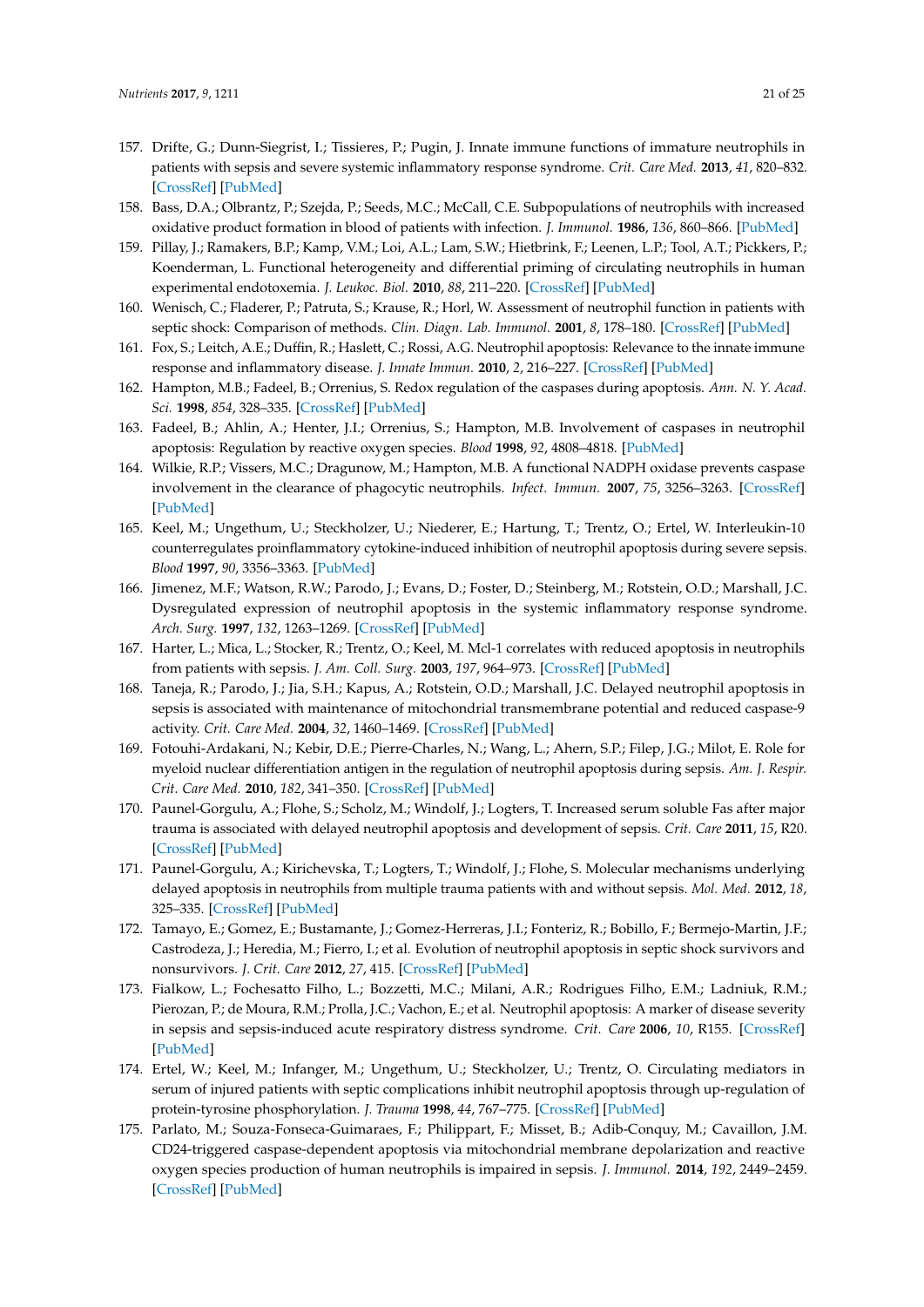157. Drifte, G.; Dunn-Siegrist, I.; Tissieres, P.; Pugin, J. Innate immune functions of immature neutrophils in patients with sepsis and severe systemic inflammatory response syndrome. *Crit. Care Med.* **2013**, *41*, 820–832. [CrossRef] [PubMed]
158. Bass, D.A.; Olbrantz, P.; Szejda, P.; Seeds, M.C.; McCall, C.E. Subpopulations of neutrophils with increased oxidative product formation in blood of patients with infection. *J. Immunol.* **1986**, *136*, 860–866. [PubMed]
159. Pillay, J.; Ramakers, B.P.; Kamp, V.M.; Loi, A.L.; Lam, S.W.; Hietbrink, F.; Leenen, L.P.; Tool, A.T.; Pickkers, P.; Koenderman, L. Functional heterogeneity and differential priming of circulating neutrophils in human experimental endotoxemia. *J. Leukoc. Biol.* **2010**, *88*, 211–220. [CrossRef] [PubMed]
160. Wenisch, C.; Fladerer, P.; Patruta, S.; Krause, R.; Horl, W. Assessment of neutrophil function in patients with septic shock: Comparison of methods. *Clin. Diagn. Lab. Immunol.* **2001**, *8*, 178–180. [CrossRef] [PubMed]
161. Fox, S.; Leitch, A.E.; Duffin, R.; Haslett, C.; Rossi, A.G. Neutrophil apoptosis: Relevance to the innate immune response and inflammatory disease. *J. Innate Immun.* **2010**, *2*, 216–227. [CrossRef] [PubMed]
162. Hampton, M.B.; Fadeel, B.; Orrenius, S. Redox regulation of the caspases during apoptosis. *Ann. N. Y. Acad. Sci.* **1998**, *854*, 328–335. [CrossRef] [PubMed]
163. Fadeel, B.; Ahlin, A.; Henter, J.I.; Orrenius, S.; Hampton, M.B. Involvement of caspases in neutrophil apoptosis: Regulation by reactive oxygen species. *Blood* **1998**, *92*, 4808–4818. [PubMed]
164. Wilkie, R.P.; Vissers, M.C.; Dragunow, M.; Hampton, M.B. A functional NADPH oxidase prevents caspase involvement in the clearance of phagocytic neutrophils. *Infect. Immun.* **2007**, *75*, 3256–3263. [CrossRef] [PubMed]
165. Keel, M.; Ungethum, U.; Steckholzer, U.; Niederer, E.; Hartung, T.; Trentz, O.; Ertel, W. Interleukin-10 counterregulates proinflammatory cytokine-induced inhibition of neutrophil apoptosis during severe sepsis. *Blood* **1997**, *90*, 3356–3363. [PubMed]
166. Jimenez, M.F.; Watson, R.W.; Parodo, J.; Evans, D.; Foster, D.; Steinberg, M.; Rotstein, O.D.; Marshall, J.C. Dysregulated expression of neutrophil apoptosis in the systemic inflammatory response syndrome. *Arch. Surg.* **1997**, *132*, 1263–1269. [CrossRef] [PubMed]
167. Harter, L.; Mica, L.; Stocker, R.; Trentz, O.; Keel, M. Mcl-1 correlates with reduced apoptosis in neutrophils from patients with sepsis. *J. Am. Coll. Surg.* **2003**, *197*, 964–973. [CrossRef] [PubMed]
168. Taneja, R.; Parodo, J.; Jia, S.H.; Kapus, A.; Rotstein, O.D.; Marshall, J.C. Delayed neutrophil apoptosis in sepsis is associated with maintenance of mitochondrial transmembrane potential and reduced caspase-9 activity. *Crit. Care Med.* **2004**, *32*, 1460–1469. [CrossRef] [PubMed]
169. Fotouhi-Ardakani, N.; Kebir, D.E.; Pierre-Charles, N.; Wang, L.; Ahern, S.P.; Filep, J.G.; Milot, E. Role for myeloid nuclear differentiation antigen in the regulation of neutrophil apoptosis during sepsis. *Am. J. Respir. Crit. Care Med.* **2010**, *182*, 341–350. [CrossRef] [PubMed]
170. Paunel-Gorgulu, A.; Flohe, S.; Scholz, M.; Windolf, J.; Logters, T. Increased serum soluble Fas after major trauma is associated with delayed neutrophil apoptosis and development of sepsis. *Crit. Care* **2011**, *15*, R20. [CrossRef] [PubMed]
171. Paunel-Gorgulu, A.; Kirichevska, T.; Logters, T.; Windolf, J.; Flohe, S. Molecular mechanisms underlying delayed apoptosis in neutrophils from multiple trauma patients with and without sepsis. *Mol. Med.* **2012**, *18*, 325–335. [CrossRef] [PubMed]
172. Tamayo, E.; Gomez, E.; Bustamante, J.; Gomez-Herreras, J.I.; Fonteriz, R.; Bobillo, F.; Bermejo-Martin, J.F.; Castrodeza, J.; Heredia, M.; Fierro, I.; et al. Evolution of neutrophil apoptosis in septic shock survivors and nonsurvivors. *J. Crit. Care* **2012**, *27*, 415. [CrossRef] [PubMed]
173. Fialkow, L.; Fochesatto Filho, L.; Bozzetti, M.C.; Milani, A.R.; Rodrigues Filho, E.M.; Ladniuk, R.M.; Pierozan, P.; de Moura, R.M.; Prolla, J.C.; Vachon, E.; et al. Neutrophil apoptosis: A marker of disease severity in sepsis and sepsis-induced acute respiratory distress syndrome. *Crit. Care* **2006**, *10*, R155. [CrossRef] [PubMed]
174. Ertel, W.; Keel, M.; Infanger, M.; Ungethum, U.; Steckholzer, U.; Trentz, O. Circulating mediators in serum of injured patients with septic complications inhibit neutrophil apoptosis through up-regulation of protein-tyrosine phosphorylation. *J. Trauma* **1998**, *44*, 767–775. [CrossRef] [PubMed]
175. Parlato, M.; Souza-Fonseca-Guimaraes, F.; Philippart, F.; Misset, B.; Adib-Conquy, M.; Cavaillon, J.M. CD24-triggered caspase-dependent apoptosis via mitochondrial membrane depolarization and reactive oxygen species production of human neutrophils is impaired in sepsis. *J. Immunol.* **2014**, *192*, 2449–2459. [CrossRef] [PubMed]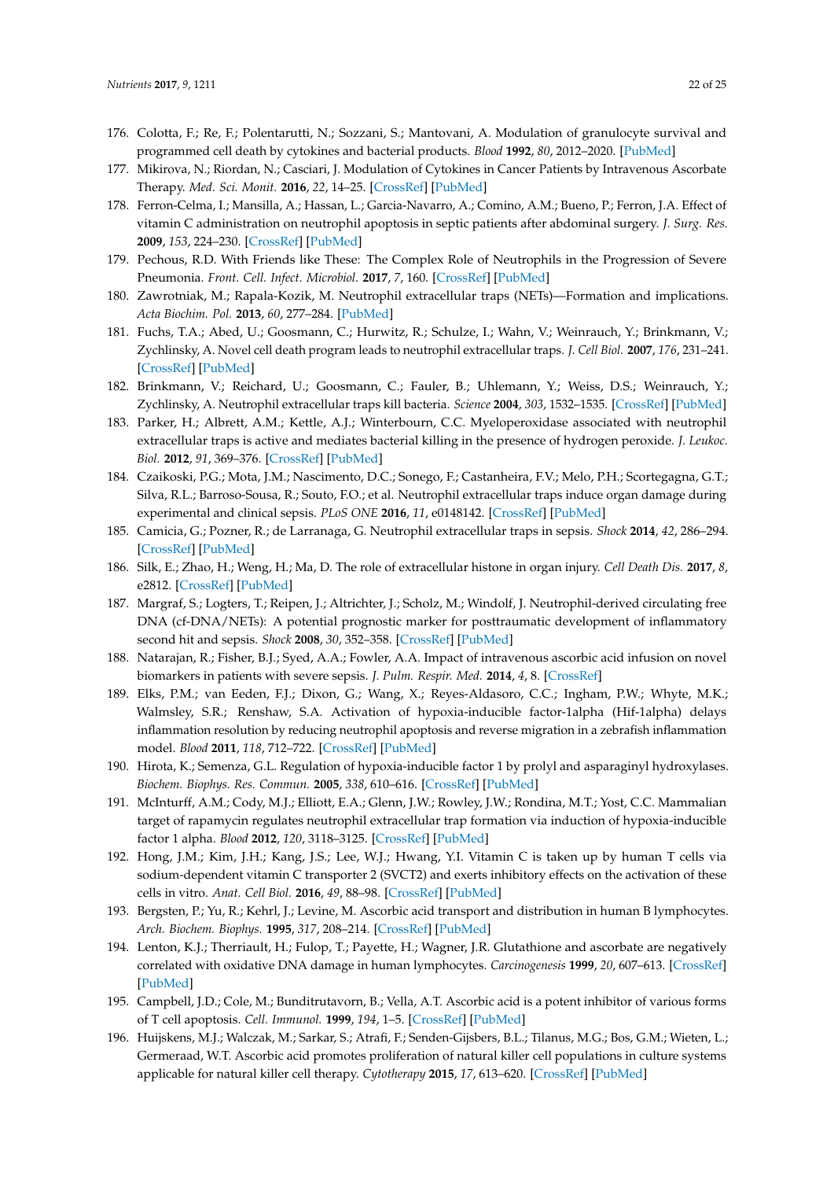176. Colotta, F.; Re, F.; Polentarutti, N.; Sozzani, S.; Mantovani, A. Modulation of granulocyte survival and programmed cell death by cytokines and bacterial products. *Blood* **1992**, *80*, 2012–2020. [PubMed]
177. Mikirova, N.; Riordan, N.; Casciari, J. Modulation of Cytokines in Cancer Patients by Intravenous Ascorbate Therapy. *Med. Sci. Monit.* **2016**, *22*, 14–25. [CrossRef] [PubMed]
178. Ferron-Celma, I.; Mansilla, A.; Hassan, L.; Garcia-Navarro, A.; Comino, A.M.; Bueno, P.; Ferron, J.A. Effect of vitamin C administration on neutrophil apoptosis in septic patients after abdominal surgery. *J. Surg. Res.* **2009**, *153*, 224–230. [CrossRef] [PubMed]
179. Pechous, R.D. With Friends like These: The Complex Role of Neutrophils in the Progression of Severe Pneumonia. *Front. Cell. Infect. Microbiol.* **2017**, *7*, 160. [CrossRef] [PubMed]
180. Zawrotniak, M.; Rapala-Kozik, M. Neutrophil extracellular traps (NETs)—Formation and implications. *Acta Biochim. Pol.* **2013**, *60*, 277–284. [PubMed]
181. Fuchs, T.A.; Abed, U.; Goosmann, C.; Hurwitz, R.; Schulze, I.; Wahn, V.; Weinrauch, Y.; Brinkmann, V.; Zychlinsky, A. Novel cell death program leads to neutrophil extracellular traps. *J. Cell Biol.* **2007**, *176*, 231–241. [CrossRef] [PubMed]
182. Brinkmann, V.; Reichard, U.; Goosmann, C.; Fauler, B.; Uhlemann, Y.; Weiss, D.S.; Weinrauch, Y.; Zychlinsky, A. Neutrophil extracellular traps kill bacteria. *Science* **2004**, *303*, 1532–1535. [CrossRef] [PubMed]
183. Parker, H.; Albrett, A.M.; Kettle, A.J.; Winterbourn, C.C. Myeloperoxidase associated with neutrophil extracellular traps is active and mediates bacterial killing in the presence of hydrogen peroxide. *J. Leukoc. Biol.* **2012**, *91*, 369–376. [CrossRef] [PubMed]
184. Czaikoski, P.G.; Mota, J.M.; Nascimento, D.C.; Sonego, F.; Castanheira, F.V.; Melo, P.H.; Scortegagna, G.T.; Silva, R.L.; Barroso-Sousa, R.; Souto, F.O.; et al. Neutrophil extracellular traps induce organ damage during experimental and clinical sepsis. *PLoS ONE* **2016**, *11*, e0148142. [CrossRef] [PubMed]
185. Camicia, G.; Pozner, R.; de Larranaga, G. Neutrophil extracellular traps in sepsis. *Shock* **2014**, *42*, 286–294. [CrossRef] [PubMed]
186. Silk, E.; Zhao, H.; Weng, H.; Ma, D. The role of extracellular histone in organ injury. *Cell Death Dis.* **2017**, *8*, e2812. [CrossRef] [PubMed]
187. Margraf, S.; Logters, T.; Reipen, J.; Altrichter, J.; Scholz, M.; Windolf, J. Neutrophil-derived circulating free DNA (cf-DNA/NETs): A potential prognostic marker for posttraumatic development of inflammatory second hit and sepsis. *Shock* **2008**, *30*, 352–358. [CrossRef] [PubMed]
188. Natarajan, R.; Fisher, B.J.; Syed, A.A.; Fowler, A.A. Impact of intravenous ascorbic acid infusion on novel biomarkers in patients with severe sepsis. *J. Pulm. Respir. Med.* **2014**, *4*, 8. [CrossRef]
189. Elks, P.M.; van Eeden, F.J.; Dixon, G.; Wang, X.; Reyes-Aldasoro, C.C.; Ingham, P.W.; Whyte, M.K.; Walmsley, S.R.; Renshaw, S.A. Activation of hypoxia-inducible factor-1alpha (Hif-1alpha) delays inflammation resolution by reducing neutrophil apoptosis and reverse migration in a zebrafish inflammation model. *Blood* **2011**, *118*, 712–722. [CrossRef] [PubMed]
190. Hirota, K.; Semenza, G.L. Regulation of hypoxia-inducible factor 1 by prolyl and asparaginyl hydroxylases. *Biochem. Biophys. Res. Commun.* **2005**, *338*, 610–616. [CrossRef] [PubMed]
191. McInturff, A.M.; Cody, M.J.; Elliott, E.A.; Glenn, J.W.; Rowley, J.W.; Rondina, M.T.; Yost, C.C. Mammalian target of rapamycin regulates neutrophil extracellular trap formation via induction of hypoxia-inducible factor 1 alpha. *Blood* **2012**, *120*, 3118–3125. [CrossRef] [PubMed]
192. Hong, J.M.; Kim, J.H.; Kang, J.S.; Lee, W.J.; Hwang, Y.I. Vitamin C is taken up by human T cells via sodium-dependent vitamin C transporter 2 (SVCT2) and exerts inhibitory effects on the activation of these cells in vitro. *Anat. Cell Biol.* **2016**, *49*, 88–98. [CrossRef] [PubMed]
193. Bergsten, P.; Yu, R.; Kehrl, J.; Levine, M. Ascorbic acid transport and distribution in human B lymphocytes. *Arch. Biochem. Biophys.* **1995**, *317*, 208–214. [CrossRef] [PubMed]
194. Lenton, K.J.; Therriault, H.; Fulop, T.; Payette, H.; Wagner, J.R. Glutathione and ascorbate are negatively correlated with oxidative DNA damage in human lymphocytes. *Carcinogenesis* **1999**, *20*, 607–613. [CrossRef] [PubMed]
195. Campbell, J.D.; Cole, M.; Bunditrutavorn, B.; Vella, A.T. Ascorbic acid is a potent inhibitor of various forms of T cell apoptosis. *Cell. Immunol.* **1999**, *194*, 1–5. [CrossRef] [PubMed]
196. Huijskens, M.J.; Walczak, M.; Sarkar, S.; Atrafi, F.; Senden-Gijsbers, B.L.; Tilanus, M.G.; Bos, G.M.; Wieten, L.; Germeraad, W.T. Ascorbic acid promotes proliferation of natural killer cell populations in culture systems applicable for natural killer cell therapy. *Cytotherapy* **2015**, *17*, 613–620. [CrossRef] [PubMed]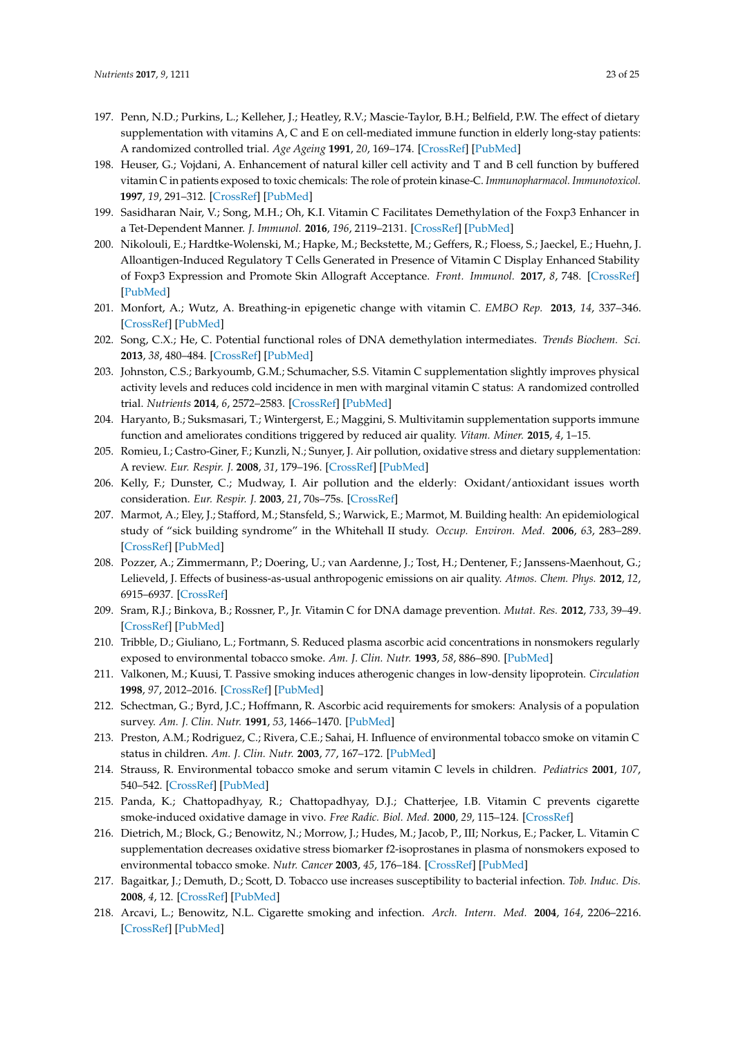197. Penn, N.D.; Purkins, L.; Kelleher, J.; Heatley, R.V.; Mascie-Taylor, B.H.; Belfield, P.W. The effect of dietary supplementation with vitamins A, C and E on cell-mediated immune function in elderly long-stay patients: A randomized controlled trial. *Age Ageing* **1991**, *20*, 169–174. [CrossRef] [PubMed]
198. Heuser, G.; Vojdani, A. Enhancement of natural killer cell activity and T and B cell function by buffered vitamin C in patients exposed to toxic chemicals: The role of protein kinase-C. *Immunopharmacol. Immunotoxicol.* **1997**, *19*, 291–312. [CrossRef] [PubMed]
199. Sasidharan Nair, V.; Song, M.H.; Oh, K.I. Vitamin C Facilitates Demethylation of the Foxp3 Enhancer in a Tet-Dependent Manner. *J. Immunol.* **2016**, *196*, 2119–2131. [CrossRef] [PubMed]
200. Nikolouli, E.; Hardtke-Wolenski, M.; Hapke, M.; Beckstette, M.; Geffers, R.; Floess, S.; Jaeckel, E.; Huehn, J. Alloantigen-Induced Regulatory T Cells Generated in Presence of Vitamin C Display Enhanced Stability of Foxp3 Expression and Promote Skin Allograft Acceptance. *Front. Immunol.* **2017**, *8*, 748. [CrossRef] [PubMed]
201. Monfort, A.; Wutz, A. Breathing-in epigenetic change with vitamin C. *EMBO Rep.* **2013**, *14*, 337–346. [CrossRef] [PubMed]
202. Song, C.X.; He, C. Potential functional roles of DNA demethylation intermediates. *Trends Biochem. Sci.* **2013**, *38*, 480–484. [CrossRef] [PubMed]
203. Johnston, C.S.; Barkyoumb, G.M.; Schumacher, S.S. Vitamin C supplementation slightly improves physical activity levels and reduces cold incidence in men with marginal vitamin C status: A randomized controlled trial. *Nutrients* **2014**, *6*, 2572–2583. [CrossRef] [PubMed]
204. Haryanto, B.; Suksmasari, T.; Wintergerst, E.; Maggini, S. Multivitamin supplementation supports immune function and ameliorates conditions triggered by reduced air quality. *Vitam. Miner.* **2015**, *4*, 1–15.
205. Romieu, I.; Castro-Giner, F.; Kunzli, N.; Sunyer, J. Air pollution, oxidative stress and dietary supplementation: A review. *Eur. Respir. J.* **2008**, *31*, 179–196. [CrossRef] [PubMed]
206. Kelly, F.; Dunster, C.; Mudway, I. Air pollution and the elderly: Oxidant/antioxidant issues worth consideration. *Eur. Respir. J.* **2003**, *21*, 70s–75s. [CrossRef]
207. Marmot, A.; Eley, J.; Stafford, M.; Stansfeld, S.; Warwick, E.; Marmot, M. Building health: An epidemiological study of "sick building syndrome" in the Whitehall II study. *Occup. Environ. Med.* **2006**, *63*, 283–289. [CrossRef] [PubMed]
208. Pozzer, A.; Zimmermann, P.; Doering, U.; van Aardenne, J.; Tost, H.; Dentener, F.; Janssens-Maenhout, G.; Lelieveld, J. Effects of business-as-usual anthropogenic emissions on air quality. *Atmos. Chem. Phys.* **2012**, *12*, 6915–6937. [CrossRef]
209. Sram, R.J.; Binkova, B.; Rossner, P., Jr. Vitamin C for DNA damage prevention. *Mutat. Res.* **2012**, *733*, 39–49. [CrossRef] [PubMed]
210. Tribble, D.; Giuliano, L.; Fortmann, S. Reduced plasma ascorbic acid concentrations in nonsmokers regularly exposed to environmental tobacco smoke. *Am. J. Clin. Nutr.* **1993**, *58*, 886–890. [PubMed]
211. Valkonen, M.; Kuusi, T. Passive smoking induces atherogenic changes in low-density lipoprotein. *Circulation* **1998**, *97*, 2012–2016. [CrossRef] [PubMed]
212. Schectman, G.; Byrd, J.C.; Hoffmann, R. Ascorbic acid requirements for smokers: Analysis of a population survey. *Am. J. Clin. Nutr.* **1991**, *53*, 1466–1470. [PubMed]
213. Preston, A.M.; Rodriguez, C.; Rivera, C.E.; Sahai, H. Influence of environmental tobacco smoke on vitamin C status in children. *Am. J. Clin. Nutr.* **2003**, *77*, 167–172. [PubMed]
214. Strauss, R. Environmental tobacco smoke and serum vitamin C levels in children. *Pediatrics* **2001**, *107*, 540–542. [CrossRef] [PubMed]
215. Panda, K.; Chattopadhyay, R.; Chattopadhyay, D.J.; Chatterjee, I.B. Vitamin C prevents cigarette smoke-induced oxidative damage in vivo. *Free Radic. Biol. Med.* **2000**, *29*, 115–124. [CrossRef]
216. Dietrich, M.; Block, G.; Benowitz, N.; Morrow, J.; Hudes, M.; Jacob, P., III; Norkus, E.; Packer, L. Vitamin C supplementation decreases oxidative stress biomarker f2-isoprostanes in plasma of nonsmokers exposed to environmental tobacco smoke. *Nutr. Cancer* **2003**, *45*, 176–184. [CrossRef] [PubMed]
217. Bagaitkar, J.; Demuth, D.; Scott, D. Tobacco use increases susceptibility to bacterial infection. *Tob. Induc. Dis.* **2008**, *4*, 12. [CrossRef] [PubMed]
218. Arcavi, L.; Benowitz, N.L. Cigarette smoking and infection. *Arch. Intern. Med.* **2004**, *164*, 2206–2216. [CrossRef] [PubMed]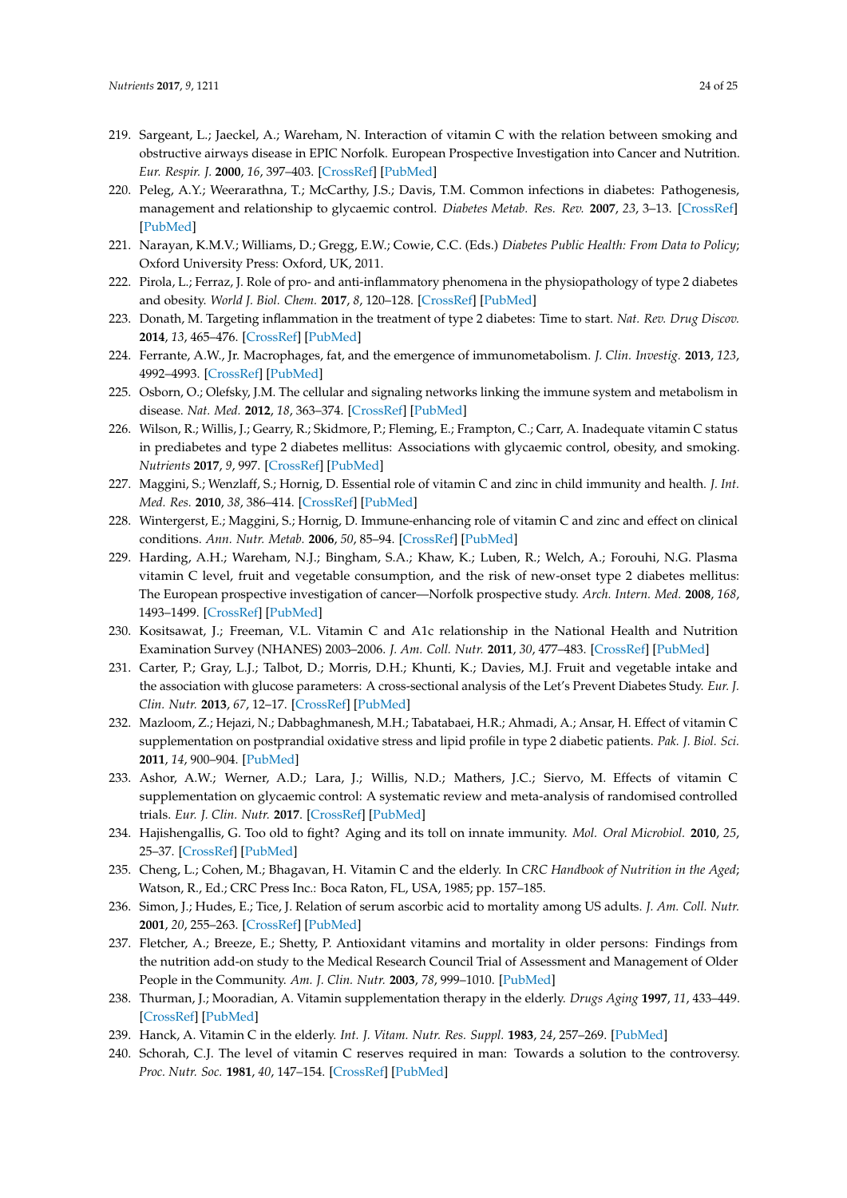219. Sargeant, L.; Jaeckel, A.; Wareham, N. Interaction of vitamin C with the relation between smoking and obstructive airways disease in EPIC Norfolk. European Prospective Investigation into Cancer and Nutrition. *Eur. Respir. J.* **2000**, *16*, 397–403. [CrossRef] [PubMed]
220. Peleg, A.Y.; Weerarathna, T.; McCarthy, J.S.; Davis, T.M. Common infections in diabetes: Pathogenesis, management and relationship to glycaemic control. *Diabetes Metab. Res. Rev.* **2007**, *23*, 3–13. [CrossRef] [PubMed]
221. Narayan, K.M.V.; Williams, D.; Gregg, E.W.; Cowie, C.C. (Eds.) *Diabetes Public Health: From Data to Policy*; Oxford University Press: Oxford, UK, 2011.
222. Pirola, L.; Ferraz, J. Role of pro- and anti-inflammatory phenomena in the physiopathology of type 2 diabetes and obesity. *World J. Biol. Chem.* **2017**, *8*, 120–128. [CrossRef] [PubMed]
223. Donath, M. Targeting inflammation in the treatment of type 2 diabetes: Time to start. *Nat. Rev. Drug Discov.* **2014**, *13*, 465–476. [CrossRef] [PubMed]
224. Ferrante, A.W., Jr. Macrophages, fat, and the emergence of immunometabolism. *J. Clin. Investig.* **2013**, *123*, 4992–4993. [CrossRef] [PubMed]
225. Osborn, O.; Olefsky, J.M. The cellular and signaling networks linking the immune system and metabolism in disease. *Nat. Med.* **2012**, *18*, 363–374. [CrossRef] [PubMed]
226. Wilson, R.; Willis, J.; Gearry, R.; Skidmore, P.; Fleming, E.; Frampton, C.; Carr, A. Inadequate vitamin C status in prediabetes and type 2 diabetes mellitus: Associations with glycaemic control, obesity, and smoking. *Nutrients* **2017**, *9*, 997. [CrossRef] [PubMed]
227. Maggini, S.; Wenzlaff, S.; Hornig, D. Essential role of vitamin C and zinc in child immunity and health. *J. Int. Med. Res.* **2010**, *38*, 386–414. [CrossRef] [PubMed]
228. Wintergerst, E.; Maggini, S.; Hornig, D. Immune-enhancing role of vitamin C and zinc and effect on clinical conditions. *Ann. Nutr. Metab.* **2006**, *50*, 85–94. [CrossRef] [PubMed]
229. Harding, A.H.; Wareham, N.J.; Bingham, S.A.; Khaw, K.; Luben, R.; Welch, A.; Forouhi, N.G. Plasma vitamin C level, fruit and vegetable consumption, and the risk of new-onset type 2 diabetes mellitus: The European prospective investigation of cancer—Norfolk prospective study. *Arch. Intern. Med.* **2008**, *168*, 1493–1499. [CrossRef] [PubMed]
230. Kositsawat, J.; Freeman, V.L. Vitamin C and A1c relationship in the National Health and Nutrition Examination Survey (NHANES) 2003–2006. *J. Am. Coll. Nutr.* **2011**, *30*, 477–483. [CrossRef] [PubMed]
231. Carter, P.; Gray, L.J.; Talbot, D.; Morris, D.H.; Khunti, K.; Davies, M.J. Fruit and vegetable intake and the association with glucose parameters: A cross-sectional analysis of the Let's Prevent Diabetes Study. *Eur. J. Clin. Nutr.* **2013**, *67*, 12–17. [CrossRef] [PubMed]
232. Mazloom, Z.; Hejazi, N.; Dabbaghmanesh, M.H.; Tabatabaei, H.R.; Ahmadi, A.; Ansar, H. Effect of vitamin C supplementation on postprandial oxidative stress and lipid profile in type 2 diabetic patients. *Pak. J. Biol. Sci.* **2011**, *14*, 900–904. [PubMed]
233. Ashor, A.W.; Werner, A.D.; Lara, J.; Willis, N.D.; Mathers, J.C.; Siervo, M. Effects of vitamin C supplementation on glycaemic control: A systematic review and meta-analysis of randomised controlled trials. *Eur. J. Clin. Nutr.* **2017**. [CrossRef] [PubMed]
234. Hajishengallis, G. Too old to fight? Aging and its toll on innate immunity. *Mol. Oral Microbiol.* **2010**, *25*, 25–37. [CrossRef] [PubMed]
235. Cheng, L.; Cohen, M.; Bhagavan, H. Vitamin C and the elderly. In *CRC Handbook of Nutrition in the Aged*; Watson, R., Ed.; CRC Press Inc.: Boca Raton, FL, USA, 1985; pp. 157–185.
236. Simon, J.; Hudes, E.; Tice, J. Relation of serum ascorbic acid to mortality among US adults. *J. Am. Coll. Nutr.* **2001**, *20*, 255–263. [CrossRef] [PubMed]
237. Fletcher, A.; Breeze, E.; Shetty, P. Antioxidant vitamins and mortality in older persons: Findings from the nutrition add-on study to the Medical Research Council Trial of Assessment and Management of Older People in the Community. *Am. J. Clin. Nutr.* **2003**, *78*, 999–1010. [PubMed]
238. Thurman, J.; Mooradian, A. Vitamin supplementation therapy in the elderly. *Drugs Aging* **1997**, *11*, 433–449. [CrossRef] [PubMed]
239. Hanck, A. Vitamin C in the elderly. *Int. J. Vitam. Nutr. Res. Suppl.* **1983**, *24*, 257–269. [PubMed]
240. Schorah, C.J. The level of vitamin C reserves required in man: Towards a solution to the controversy. *Proc. Nutr. Soc.* **1981**, *40*, 147–154. [CrossRef] [PubMed]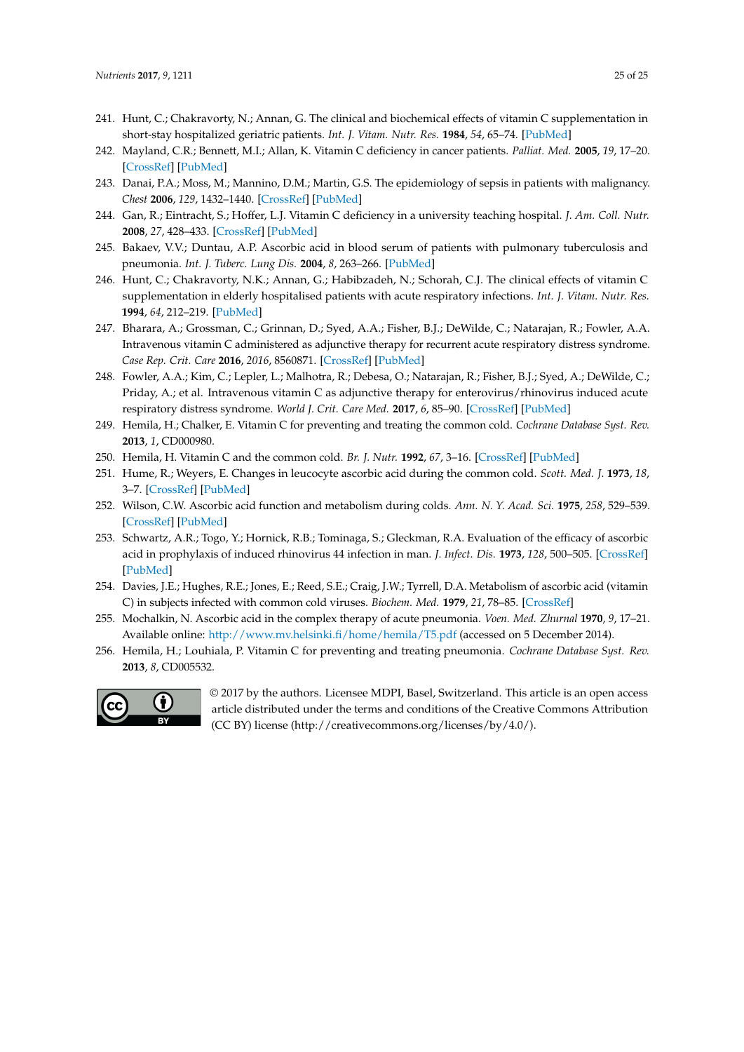241. Hunt, C.; Chakravorty, N.; Annan, G. The clinical and biochemical effects of vitamin C supplementation in short-stay hospitalized geriatric patients. *Int. J. Vitam. Nutr. Res.* **1984**, *54*, 65–74. [PubMed]
242. Mayland, C.R.; Bennett, M.I.; Allan, K. Vitamin C deficiency in cancer patients. *Palliat. Med.* **2005**, *19*, 17–20. [CrossRef] [PubMed]
243. Danai, P.A.; Moss, M.; Mannino, D.M.; Martin, G.S. The epidemiology of sepsis in patients with malignancy. *Chest* **2006**, *129*, 1432–1440. [CrossRef] [PubMed]
244. Gan, R.; Eintracht, S.; Hoffer, L.J. Vitamin C deficiency in a university teaching hospital. *J. Am. Coll. Nutr.* **2008**, *27*, 428–433. [CrossRef] [PubMed]
245. Bakaev, V.V.; Duntau, A.P. Ascorbic acid in blood serum of patients with pulmonary tuberculosis and pneumonia. *Int. J. Tuberc. Lung Dis.* **2004**, *8*, 263–266. [PubMed]
246. Hunt, C.; Chakravorty, N.K.; Annan, G.; Habibzadeh, N.; Schorah, C.J. The clinical effects of vitamin C supplementation in elderly hospitalised patients with acute respiratory infections. *Int. J. Vitam. Nutr. Res.* **1994**, *64*, 212–219. [PubMed]
247. Bharara, A.; Grossman, C.; Grinnan, D.; Syed, A.A.; Fisher, B.J.; DeWilde, C.; Natarajan, R.; Fowler, A.A. Intravenous vitamin C administered as adjunctive therapy for recurrent acute respiratory distress syndrome. *Case Rep. Crit. Care* **2016**, *2016*, 8560871. [CrossRef] [PubMed]
248. Fowler, A.A.; Kim, C.; Lepler, L.; Malhotra, R.; Debesa, O.; Natarajan, R.; Fisher, B.J.; Syed, A.; DeWilde, C.; Priday, A.; et al. Intravenous vitamin C as adjunctive therapy for enterovirus/rhinovirus induced acute respiratory distress syndrome. *World J. Crit. Care Med.* **2017**, *6*, 85–90. [CrossRef] [PubMed]
249. Hemila, H.; Chalker, E. Vitamin C for preventing and treating the common cold. *Cochrane Database Syst. Rev.* **2013**, *1*, CD000980.
250. Hemila, H. Vitamin C and the common cold. *Br. J. Nutr.* **1992**, *67*, 3–16. [CrossRef] [PubMed]
251. Hume, R.; Weyers, E. Changes in leucocyte ascorbic acid during the common cold. *Scott. Med. J.* **1973**, *18*, 3–7. [CrossRef] [PubMed]
252. Wilson, C.W. Ascorbic acid function and metabolism during colds. *Ann. N. Y. Acad. Sci.* **1975**, *258*, 529–539. [CrossRef] [PubMed]
253. Schwartz, A.R.; Togo, Y.; Hornick, R.B.; Tominaga, S.; Gleckman, R.A. Evaluation of the efficacy of ascorbic acid in prophylaxis of induced rhinovirus 44 infection in man. *J. Infect. Dis.* **1973**, *128*, 500–505. [CrossRef] [PubMed]
254. Davies, J.E.; Hughes, R.E.; Jones, E.; Reed, S.E.; Craig, J.W.; Tyrrell, D.A. Metabolism of ascorbic acid (vitamin C) in subjects infected with common cold viruses. *Biochem. Med.* **1979**, *21*, 78–85. [CrossRef]
255. Mochalkin, N. Ascorbic acid in the complex therapy of acute pneumonia. *Voen. Med. Zhurnal* **1970**, *9*, 17–21. Available online: http://www.mv.helsinki.fi/home/hemila/T5.pdf (accessed on 5 December 2014).
256. Hemila, H.; Louhiala, P. Vitamin C for preventing and treating pneumonia. *Cochrane Database Syst. Rev.* **2013**, *8*, CD005532.

© 2017 by the authors. Licensee MDPI, Basel, Switzerland. This article is an open access article distributed under the terms and conditions of the Creative Commons Attribution (CC BY) license (http://creativecommons.org/licenses/by/4.0/).